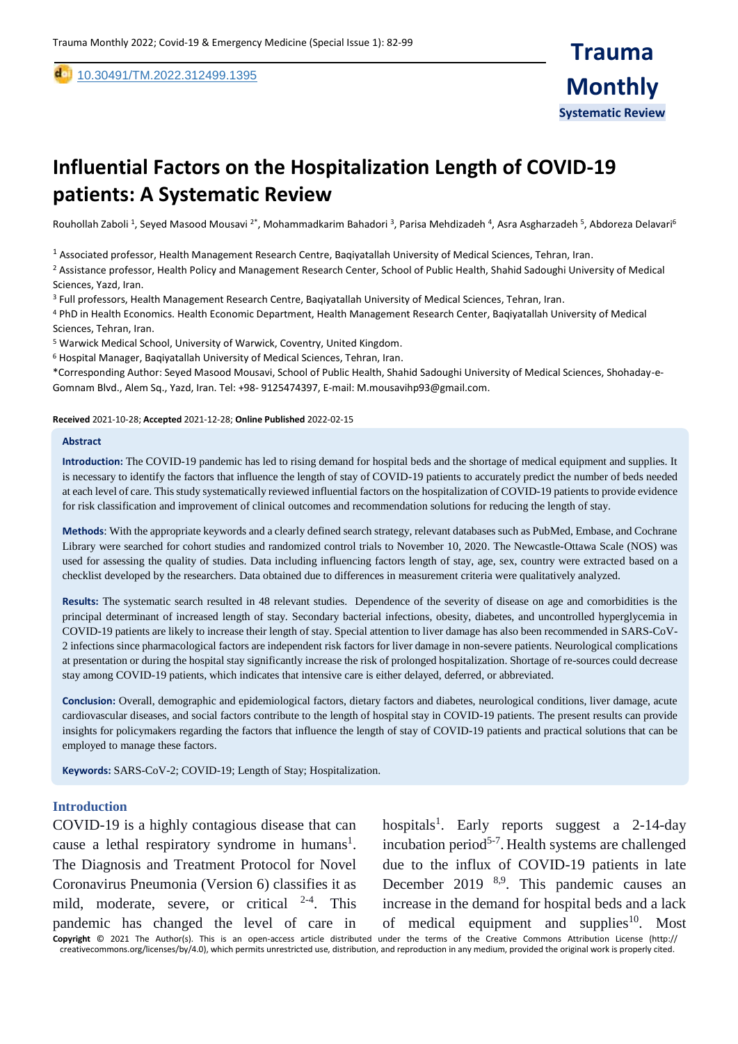10.30491/TM.2022.312499.1395

**Systematic Review**

# Influential Factors on the Hospitalization Length of COVID-19 patients: A Systematic Review

Rouhollah Zaboli [1], Seyed Masood Mousavi [2*], Mohammadkarim Bahadori [3], Parisa Mehdizadeh [4], Asra Asgharzadeh [5], Abdoreza Delavari[6]

[1] Associated professor, Health Management Research Centre, Baqiyatallah University of Medical Sciences, Tehran, Iran.

[2] Assistance professor, Health Policy and Management Research Center, School of Public Health, Shahid Sadoughi University of Medical Sciences, Yazd, Iran.

[3] Full professors, Health Management Research Centre, Baqiyatallah University of Medical Sciences, Tehran, Iran.

[4] PhD in Health Economics. Health Economic Department, Health Management Research Center, Baqiyatallah University of Medical Sciences, Tehran, Iran.

[5] Warwick Medical School, University of Warwick, Coventry, United Kingdom.

[6] Hospital Manager, Baqiyatallah University of Medical Sciences, Tehran, Iran.

*Corresponding Author: Seyed Masood Mousavi, School of Public Health, Shahid Sadoughi University of Medical Sciences, Shohaday-e-Gomnam Blvd., Alem Sq., Yazd, Iran. Tel: +98- 9125474397, E-mail: M.mousavihp93@gmail.com.

**Received** 2021-10-28; **Accepted** 2021-12-28; **Online Published** 2022-02-15

## Abstract

**Introduction:** The COVID-19 pandemic has led to rising demand for hospital beds and the shortage of medical equipment and supplies. It is necessary to identify the factors that influence the length of stay of COVID-19 patients to accurately predict the number of beds needed at each level of care. This study systematically reviewed influential factors on the hospitalization of COVID-19 patients to provide evidence for risk classification and improvement of clinical outcomes and recommendation solutions for reducing the length of stay.

**Methods**: With the appropriate keywords and a clearly defined search strategy, relevant databases such as PubMed, Embase, and Cochrane Library were searched for cohort studies and randomized control trials to November 10, 2020. The Newcastle-Ottawa Scale (NOS) was used for assessing the quality of studies. Data including influencing factors length of stay, age, sex, country were extracted based on a checklist developed by the researchers. Data obtained due to differences in measurement criteria were qualitatively analyzed.

**Results:** The systematic search resulted in 48 relevant studies. Dependence of the severity of disease on age and comorbidities is the principal determinant of increased length of stay. Secondary bacterial infections, obesity, diabetes, and uncontrolled hyperglycemia in COVID-19 patients are likely to increase their length of stay. Special attention to liver damage has also been recommended in SARS-CoV-2 infections since pharmacological factors are independent risk factors for liver damage in non-severe patients. Neurological complications at presentation or during the hospital stay significantly increase the risk of prolonged hospitalization. Shortage of re-sources could decrease stay among COVID-19 patients, which indicates that intensive care is either delayed, deferred, or abbreviated.

**Conclusion:** Overall, demographic and epidemiological factors, dietary factors and diabetes, neurological conditions, liver damage, acute cardiovascular diseases, and social factors contribute to the length of hospital stay in COVID-19 patients. The present results can provide insights for policymakers regarding the factors that influence the length of stay of COVID-19 patients and practical solutions that can be employed to manage these factors.

**Keywords:** SARS-CoV-2; COVID-19; Length of Stay; Hospitalization.

## Introduction

COVID-19 is a highly contagious disease that can cause a lethal respiratory syndrome in humans[1]. The Diagnosis and Treatment Protocol for Novel Coronavirus Pneumonia (Version 6) classifies it as mild, moderate, severe, or critical [2-4]. This pandemic has changed the level of care in hospitals[1]. Early reports suggest a 2-14-day incubation period[5-7]. Health systems are challenged due to the influx of COVID-19 patients in late December 2019 [8,9]. This pandemic causes an increase in the demand for hospital beds and a lack of medical equipment and supplies[10]. Most

**Copyright** © 2021 The Author(s). This is an open-access article distributed under the terms of the Creative Commons Attribution License (http:// creativecommons.org/licenses/by/4.0), which permits unrestricted use, distribution, and reproduction in any medium, provided the original work is properly cited.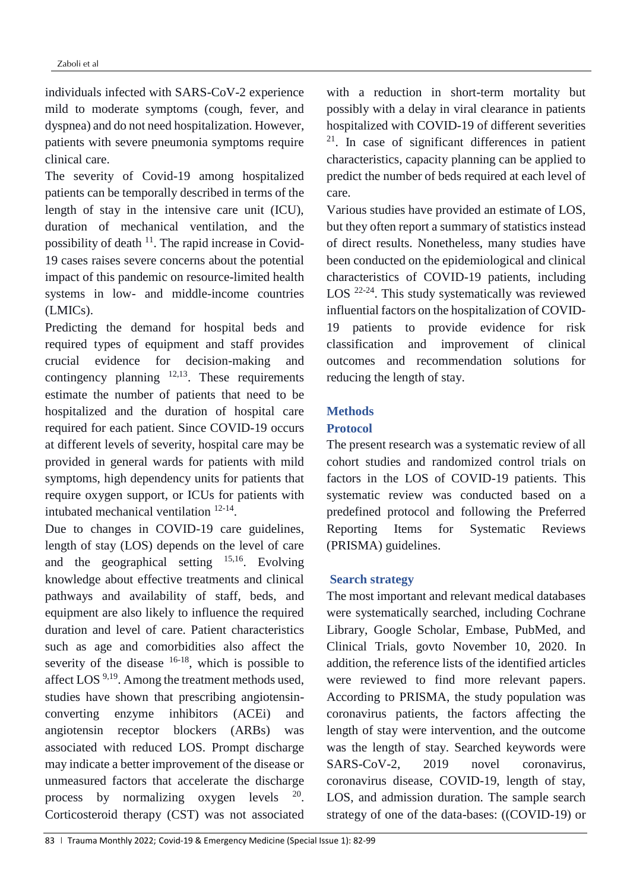individuals infected with SARS-CoV-2 experience mild to moderate symptoms (cough, fever, and dyspnea) and do not need hospitalization. However, patients with severe pneumonia symptoms require clinical care.

The severity of Covid-19 among hospitalized patients can be temporally described in terms of the length of stay in the intensive care unit (ICU), duration of mechanical ventilation, and the possibility of death [11]. The rapid increase in Covid-19 cases raises severe concerns about the potential impact of this pandemic on resource-limited health systems in low- and middle-income countries (LMICs).

Predicting the demand for hospital beds and required types of equipment and staff provides crucial evidence for decision-making and contingency planning [12,13]. These requirements estimate the number of patients that need to be hospitalized and the duration of hospital care required for each patient. Since COVID-19 occurs at different levels of severity, hospital care may be provided in general wards for patients with mild symptoms, high dependency units for patients that require oxygen support, or ICUs for patients with intubated mechanical ventilation [12-14].

Due to changes in COVID-19 care guidelines, length of stay (LOS) depends on the level of care and the geographical setting [15,16]. Evolving knowledge about effective treatments and clinical pathways and availability of staff, beds, and equipment are also likely to influence the required duration and level of care. Patient characteristics such as age and comorbidities also affect the severity of the disease [16-18], which is possible to affect LOS [9,19]. Among the treatment methods used, studies have shown that prescribing angiotensin-converting enzyme inhibitors (ACEi) and angiotensin receptor blockers (ARBs) was associated with reduced LOS. Prompt discharge may indicate a better improvement of the disease or unmeasured factors that accelerate the discharge process by normalizing oxygen levels [20]. Corticosteroid therapy (CST) was not associated with a reduction in short-term mortality but possibly with a delay in viral clearance in patients hospitalized with COVID-19 of different severities [21]. In case of significant differences in patient characteristics, capacity planning can be applied to predict the number of beds required at each level of care.

Various studies have provided an estimate of LOS, but they often report a summary of statistics instead of direct results. Nonetheless, many studies have been conducted on the epidemiological and clinical characteristics of COVID-19 patients, including LOS [22-24]. This study systematically was reviewed influential factors on the hospitalization of COVID-19 patients to provide evidence for risk classification and improvement of clinical outcomes and recommendation solutions for reducing the length of stay.

## Methods

### Protocol

The present research was a systematic review of all cohort studies and randomized control trials on factors in the LOS of COVID-19 patients. This systematic review was conducted based on a predefined protocol and following the Preferred Reporting Items for Systematic Reviews (PRISMA) guidelines.

### Search strategy

The most important and relevant medical databases were systematically searched, including Cochrane Library, Google Scholar, Embase, PubMed, and Clinical Trials, govto November 10, 2020. In addition, the reference lists of the identified articles were reviewed to find more relevant papers. According to PRISMA, the study population was coronavirus patients, the factors affecting the length of stay were intervention, and the outcome was the length of stay. Searched keywords were SARS-CoV-2, 2019 novel coronavirus, coronavirus disease, COVID-19, length of stay, LOS, and admission duration. The sample search strategy of one of the data-bases: ((COVID-19) or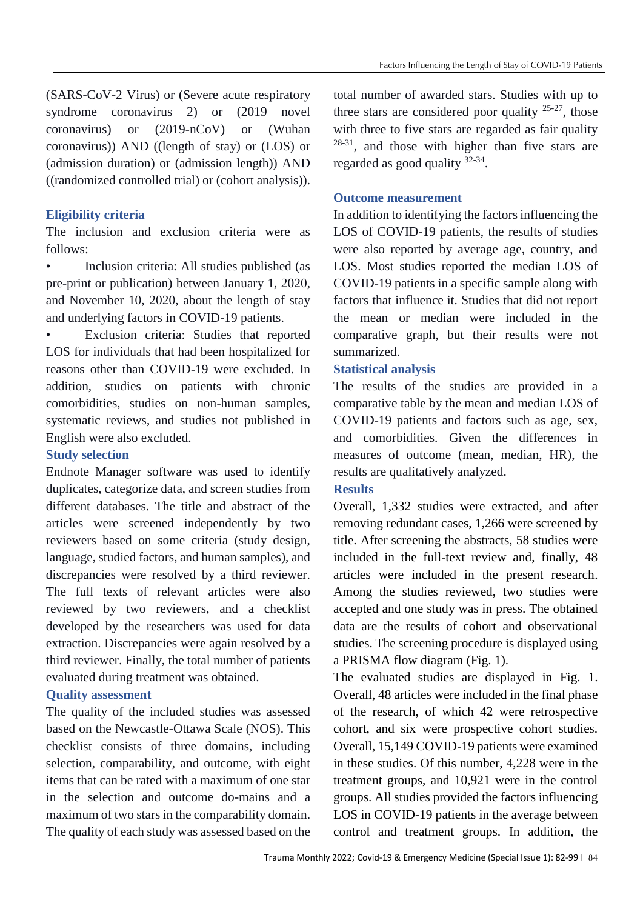(SARS-CoV-2 Virus) or (Severe acute respiratory syndrome coronavirus 2) or (2019 novel coronavirus) or (2019-nCoV) or (Wuhan coronavirus)) AND ((length of stay) or (LOS) or (admission duration) or (admission length)) AND ((randomized controlled trial) or (cohort analysis)).

### Eligibility criteria

The inclusion and exclusion criteria were as follows:

- Inclusion criteria: All studies published (as pre-print or publication) between January 1, 2020, and November 10, 2020, about the length of stay and underlying factors in COVID-19 patients.
- Exclusion criteria: Studies that reported LOS for individuals that had been hospitalized for reasons other than COVID-19 were excluded. In addition, studies on patients with chronic comorbidities, studies on non-human samples, systematic reviews, and studies not published in English were also excluded.

### Study selection

Endnote Manager software was used to identify duplicates, categorize data, and screen studies from different databases. The title and abstract of the articles were screened independently by two reviewers based on some criteria (study design, language, studied factors, and human samples), and discrepancies were resolved by a third reviewer. The full texts of relevant articles were also reviewed by two reviewers, and a checklist developed by the researchers was used for data extraction. Discrepancies were again resolved by a third reviewer. Finally, the total number of patients evaluated during treatment was obtained.

### Quality assessment

The quality of the included studies was assessed based on the Newcastle-Ottawa Scale (NOS). This checklist consists of three domains, including selection, comparability, and outcome, with eight items that can be rated with a maximum of one star in the selection and outcome do-mains and a maximum of two stars in the comparability domain. The quality of each study was assessed based on the total number of awarded stars. Studies with up to three stars are considered poor quality [25-27], those with three to five stars are regarded as fair quality [28-31], and those with higher than five stars are regarded as good quality [32-34].

### Outcome measurement

In addition to identifying the factors influencing the LOS of COVID-19 patients, the results of studies were also reported by average age, country, and LOS. Most studies reported the median LOS of COVID-19 patients in a specific sample along with factors that influence it. Studies that did not report the mean or median were included in the comparative graph, but their results were not summarized.

### Statistical analysis

The results of the studies are provided in a comparative table by the mean and median LOS of COVID-19 patients and factors such as age, sex, and comorbidities. Given the differences in measures of outcome (mean, median, HR), the results are qualitatively analyzed.

### Results

Overall, 1,332 studies were extracted, and after removing redundant cases, 1,266 were screened by title. After screening the abstracts, 58 studies were included in the full-text review and, finally, 48 articles were included in the present research. Among the studies reviewed, two studies were accepted and one study was in press. The obtained data are the results of cohort and observational studies. The screening procedure is displayed using a PRISMA flow diagram (Fig. 1).

The evaluated studies are displayed in Fig. 1. Overall, 48 articles were included in the final phase of the research, of which 42 were retrospective cohort, and six were prospective cohort studies. Overall, 15,149 COVID-19 patients were examined in these studies. Of this number, 4,228 were in the treatment groups, and 10,921 were in the control groups. All studies provided the factors influencing LOS in COVID-19 patients in the average between control and treatment groups. In addition, the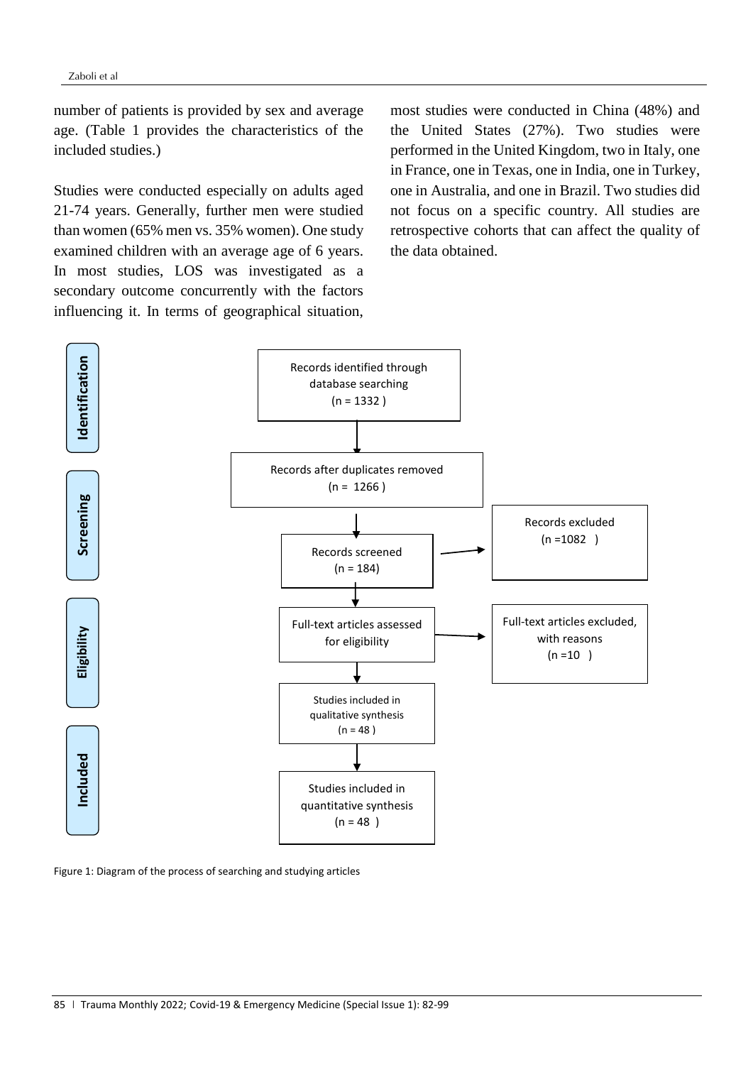number of patients is provided by sex and average age. (Table 1 provides the characteristics of the included studies.)

Studies were conducted especially on adults aged 21-74 years. Generally, further men were studied than women (65% men vs. 35% women). One study examined children with an average age of 6 years. In most studies, LOS was investigated as a secondary outcome concurrently with the factors influencing it. In terms of geographical situation, most studies were conducted in China (48%) and the United States (27%). Two studies were performed in the United Kingdom, two in Italy, one in France, one in Texas, one in India, one in Turkey, one in Australia, and one in Brazil. Two studies did not focus on a specific country. All studies are retrospective cohorts that can affect the quality of the data obtained.

**Identification**

Records identified through database searching (n = 1332 )

**Screening**

Records after duplicates removed (n = 1266 )

Records screened (n = 184)

Records excluded (n =1082 )

**Eligibility**

Full-text articles assessed for eligibility

Full-text articles excluded, with reasons (n =10 )

**Included**

Studies included in qualitative synthesis (n = 48 )

Studies included in quantitative synthesis (n = 48 )

Figure 1: Diagram of the process of searching and studying articles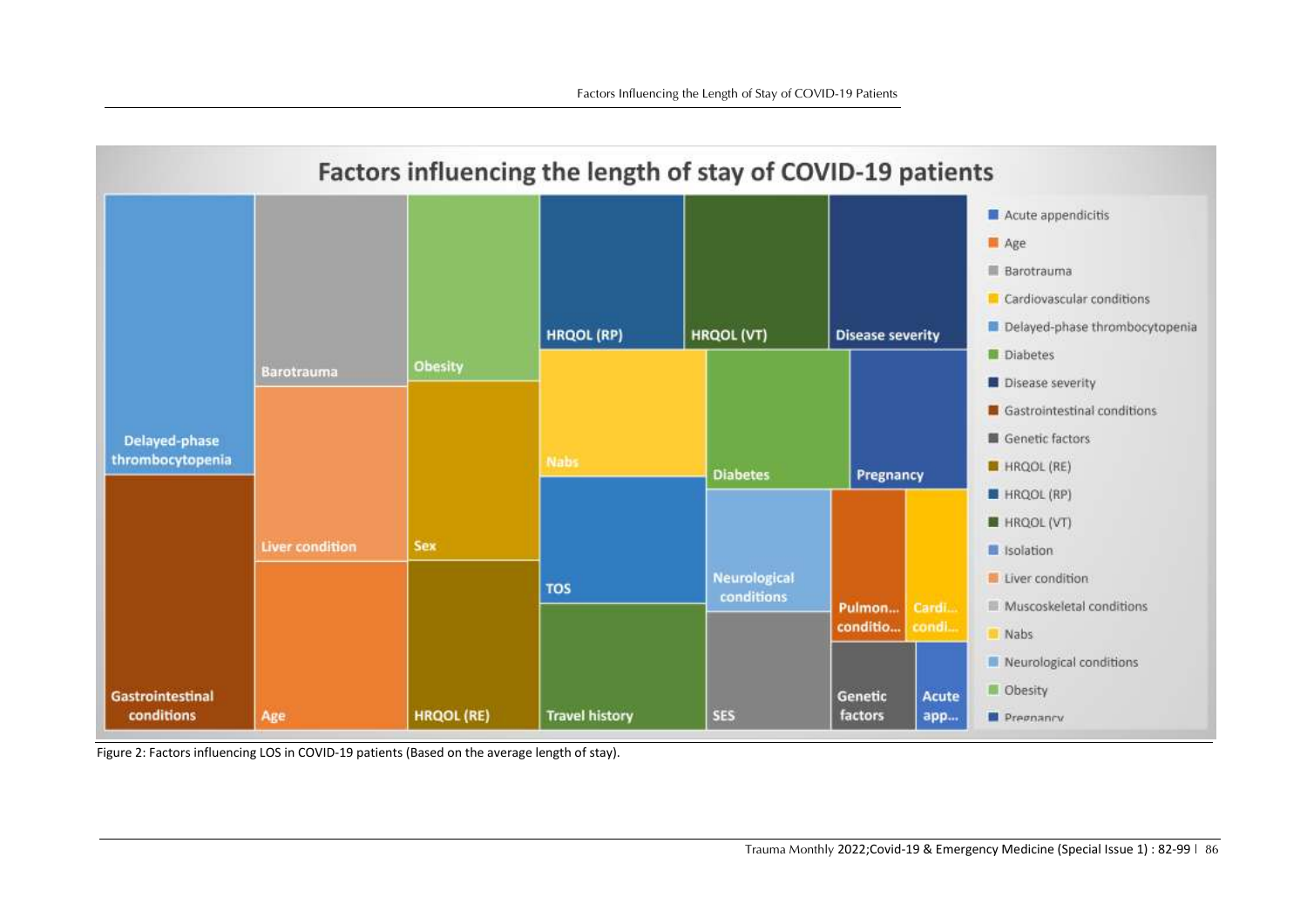Figure 2: Factors influencing LOS in COVID-19 patients (Based on the average length of stay).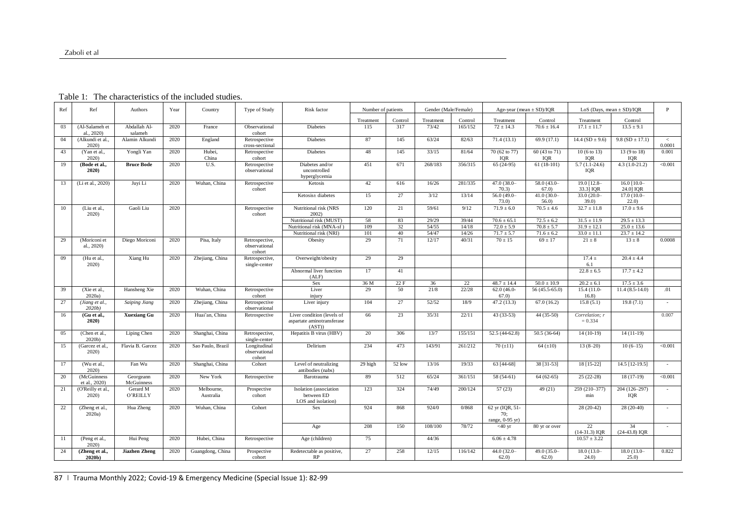Table 1: The characteristics of the included studies.

| Ref | Ref | Authors | Year | Country | Type of Study | Risk factor | Number of patients | | Gender (Male/Female) | | Age-year (mean ± SD)/IQR | | LoS (Days, mean ± SD)/IQR | | P |
|---|---|---|---|---|---|---|---|---|---|---|---|---|---|---|---|
| | | | | | | | Treatment | Control | Treatment | Control | Treatment | Control | Treatment | Control | |
| 03 | (Al-Salameh et al., 2020) | Abdallah Al-salameh | 2020 | France | Observational cohort | Diabetes | 115 | 317 | 73/42 | 165/152 | 72 ± 14.3 | 70.6 ± 16.4 | 17.1 ± 11.7 | 13.5 ± 9.1 | |
| 04 | (Alkundi et al., 2020) | Alamin Alkundi | 2020 | England | Retrospective cross-sectional | Diabetes | 87 | 145 | 63/24 | 82/63 | 71.4 (13.1) | 69.9 (17.1) | 14.4 (SD ± 9.6) | 9.8 (SD ± 17.1) | < 0.0001 |
| 43 | (Yan et al., 2020) | Yongli Yan | 2020 | Hubei, China | Retrospective cohort | Diabetes | 48 | 145 | 33/15 | 81/64 | 70 (62 to 77) IQR | 60 (43 to 71) IQR | 10 (6 to 13) IQR | 13 (9 to 18) IQR | 0.001 |
| 19 | **(Bode et al., 2020)** | **Bruce Bode** | 2020 | U.S. | Retrospective observational | Diabetes and/or uncontrolled hyperglycemia | 451 | 671 | 268/183 | 356/315 | 65 (24-95) | 61 (18-101) | 5.7 (1.1-24.6) IQR | 4.3 (1.0-21.2) | <0.001 |
| 13 | (Li et al., 2020) | Juyi Li | 2020 | Wuhan, China | Retrospective cohort | Ketosis | 42 | 616 | 16/26 | 281/335 | 47.0 (38.0–70.3) | 58.0 (43.0–67.0) | 19.0 [12.8–33.3] IQR | 16.0 [10.0–24.0] IQR | |
| | | | | | | Ketosis± diabetes | 15 | 27 | 3/12 | 13/14 | 56.0 (49.0–73.0) | 41.0 (30.0–56.0) | 33.0 (20.0–39.0) | 17.0 (10.0–22.0) | |
| 10 | (Liu et al., 2020) | Gaoli Liu | 2020 | | Retrospective cohort | Nutritional risk (NRS 2002) | 120 | 21 | 59/61 | 9/12 | 71.9 ± 6.0 | 70.5 ± 4.6 | 32.7 ± 11.8 | 17.0 ± 9.6 | |
| | | | | | | Nutritional risk (MUST) | 58 | 83 | 29/29 | 39/44 | 70.6 ± 65.1 | 72.5 ± 6.2 | 31.5 ± 11.9 | 29.5 ± 13.3 | |
| | | | | | | Nutritional risk (MNA-sf ) | 109 | 32 | 54/55 | 14/18 | 72.0 ± 5.9 | 70.8 ± 5.7 | 31.9 ± 12.1 | 25.0 ± 13.6 | |
| | | | | | | Nutritional risk (NRI) | 101 | 40 | 54/47 | 14/26 | 71.7 ± 5.7 | 71.6 ± 6.2 | 33.0 ± 11.1 | 23.7 ± 14.2 | |
| 29 | (Moriconi et al., 2020) | Diego Moriconi | 2020 | Pisa, Italy | Retrospective, observational cohort | Obesity | 29 | 71 | 12/17 | 40/31 | 70 ± 15 | 69 ± 17 | 21 ± 8 | 13 ± 8 | 0.0008 |
| 09 | (Hu et al., 2020) | Xiang Hu | 2020 | Zhejiang, China | Retrospective, single-center | Overweight/obesity | 29 | 29 | | | | | 17.4 ± 6.1 | 20.4 ± 4.4 | |
| | | | | | | Abnormal liver function (ALF) | 17 | 41 | | | | | 22.8 ± 6.5 | 17.7 ± 4.2 | |
| | | | | | | Sex | 36 M | 22 F | 36 | 22 | 48.7 ± 14.4 | 50.0 ± 10.9 | 20.2 ± 6.1 | 17.5 ± 3.6 | |
| 39 | (Xie et al., 2020a) | Hansheng Xie | 2020 | Wuhan, China | Retrospective cohort | Liver injury | 29 | 50 | 21/8 | 22/28 | 62.0 (46.0-67.0) | 56 (45.5-65.0) | 15.4 (11.0-16.8) | 11.4 (8.5-14.0) | .01 |
| 27 | *(Jiang et al., 2020b)* | *Saiping Jiang* | 2020 | Zhejiang, China | Retrospective observational | Liver injury | 104 | 27 | 52/52 | 18/9 | 47.2 (13.3) | 67.0 (16.2) | 15.8 (5.1) | 19.8 (7.1) | - |
| 16 | **(Gu et al., 2020)** | **Xuexiang Gu** | 2020 | Huai'an, China | Retrospective | Liver condition (levels of aspartate aminotransferase (AST)) | 66 | 23 | 35/31 | 22/11 | 43 (33-53) | 44 (35-50) | *Correlation; r = 0.334* | | 0.007 |
| 05 | (Chen et al., 2020b) | Liping Chen | 2020 | Shanghai, China | Retrospective, single-center | Hepatitis B virus (HBV) | 20 | 306 | 13/7 | 155/151 | 52.5 (44-62.8) | 50.5 (36-64) | 14 (10-19) | 14 (11-19) | |
| 15 | (Garcez et al., 2020) | Flavia B. Garcez | 2020 | Sao Paulo, Brazil | Longitudinal observational cohort | Delirium | 234 | 473 | 143/91 | 261/212 | 70 (±11) | 64 (±10) | 13 (8–20) | 10 (6–15) | <0.001 |
| 17 | (Wu et al., 2020) | Fan Wu | 2020 | Shanghai, China | Cohort | Level of neutralizing antibodies (nabs) | 29 high | 52 low | 13/16 | 19/33 | 63 [44-68] | 38 [31-53] | 18 [15-22] | 14.5 [12-19.5] | - |
| 20 | (McGuinness et al., 2020) | Georgeann McGuinness | 2020 | New York | Retrospective | Barotrauma | 89 | 512 | 65/24 | 361/151 | 58 (54-61) | 64 (62-65) | 25 (22-28) | 18 (17-19) | <0.001 |
| 21 | (O'Reilly et al., 2020) | Gerard M O'REILLY | 2020 | Melbourne, Australia | Prospective cohort | Isolation (association between ED LOS and isolation) | 123 | 324 | 74/49 | 200/124 | 57 (23) | 49 (21) | 259 (210–377) min | 204 (126–297) IQR | - |
| 22 | (Zheng et al., 2020a) | Hua Zheng | 2020 | Wuhan, China | Cohort | Sex | 924 | 868 | 924/0 | 0/868 | 62 yr (IQR, 51-70; range, 0-95 yr) | | 28 (20-42) | 28 (20-40) | - |
| | | | | | | Age | 208 | 150 | 108/100 | 78/72 | <40 yr | 80 yr or over | 22 (14-31.3) IQR | 34 (24-43.8) IQR | - |
| 11 | (Peng et al., 2020) | Hui Peng | 2020 | Hubei, China | Retrospective | Age (children) | 75 | | 44/36 | | 6.06 ± 4.78 | | 10.57 ± 3.22 | | |
| 24 | **(Zheng et al., 2020b)** | **Jiazhen Zheng** | 2020 | Guangdong, China | Prospective cohort | Redetectable as positive, RP | 27 | 258 | 12/15 | 116/142 | 44.0 (32.0–62.0) | 49.0 (35.0–62.0) | 18.0 (13.0–24.0) | 18.0 (13.0–25.0) | 0.822 |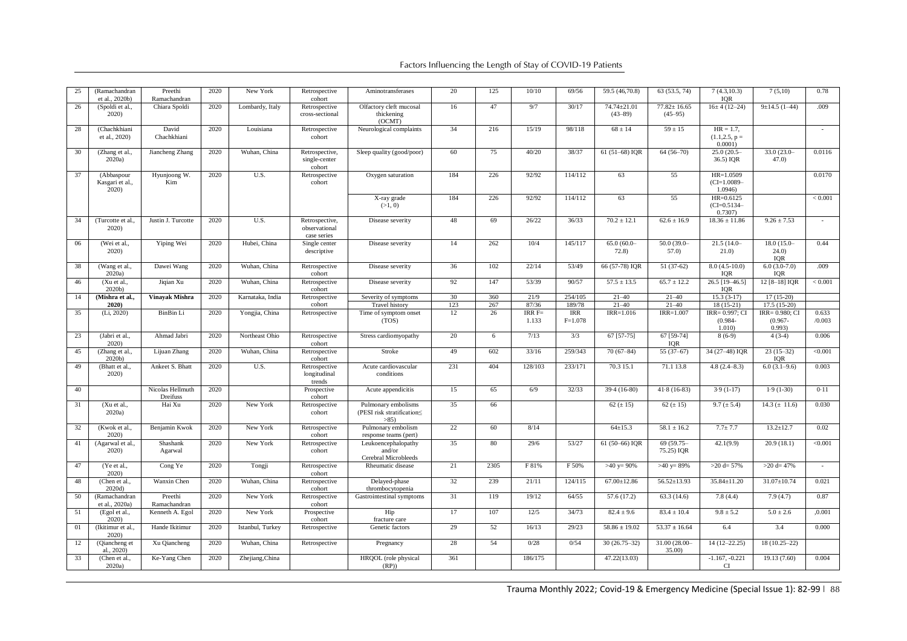| 25 | (Ramachandran et al., 2020b) | Preethi Ramachandran | 2020 | New York | Retrospective cohort | Aminotransferases | 20 | 125 | 10/10 | 69/56 | 59.5 (46,70.8) | 63 (53.5, 74) | 7 (4.3,10.3) IQR | 7 (5,10) | 0.78 |
|---|---|---|---|---|---|---|---|---|---|---|---|---|---|---|---|
| 26 | (Spoldi et al., 2020) | Chiara Spoldi | 2020 | Lombardy, Italy | Retrospective cross-sectional | Olfactory cleft mucosal thickening (OCMT) | 16 | 47 | 9/7 | 30/17 | 74.74±21.01 (43–89) | 77.82± 16.65 (45–95) | 16± 4 (12–24) | 9±14.5 (1–44) | .009 |
| 28 | (Chachkhiani et al., 2020) | David Chachkhiani | 2020 | Louisiana | Retrospective cohort | Neurological complaints | 34 | 216 | 15/19 | 98/118 | 68 ± 14 | 59 ± 15 | HR = 1.7, (1.1,2.5, p = 0.0001) | | - |
| 30 | (Zhang et al., 2020a) | Jiancheng Zhang | 2020 | Wuhan, China | Retrospective, single-center cohort | Sleep quality (good/poor) | 60 | 75 | 40/20 | 38/37 | 61 (51–68) IQR | 64 (56–70) | 25.0 (20.5–36.5) IQR | 33.0 (23.0–47.0) | 0.0116 |
| 37 | (Abbaspour Kasgari et al., 2020) | Hyunjoong W. Kim | 2020 | U.S. | Retrospective cohort | Oxygen saturation | 184 | 226 | 92/92 | 114/112 | 63 | 55 | HR=1.0509 (CI=1.0089–1.0946) | | 0.0170 |
| | | | | | | X-ray grade (>1, 0) | 184 | 226 | 92/92 | 114/112 | 63 | 55 | HR=0.6125 (CI=0.5134–0.7307) | | < 0.001 |
| 34 | (Turcotte et al., 2020) | Justin J. Turcotte | 2020 | U.S. | Retrospective, observational case series | Disease severity | 48 | 69 | 26/22 | 36/33 | 70.2 ± 12.1 | 62.6 ± 16.9 | 18.36 ± 11.86 | 9.26 ± 7.53 | - |
| 06 | (Wei et al., 2020) | Yiping Wei | 2020 | Hubei, China | Single center descriptive | Disease severity | 14 | 262 | 10/4 | 145/117 | 65.0 (60.0–72.8) | 50.0 (39.0–57.0) | 21.5 (14.0–21.0) | 18.0 (15.0–24.0) IQR | 0.44 |
| 38 | (Wang et al., 2020a) | Dawei Wang | 2020 | Wuhan, China | Retrospective cohort | Disease severity | 36 | 102 | 22/14 | 53/49 | 66 (57-78) IQR | 51 (37-62) | 8.0 (4.5-10.0) IQR | 6.0 (3.0-7.0) IQR | .009 |
| 46 | (Xu et al., 2020b) | Jiqian Xu | 2020 | Wuhan, China | Retrospective cohort | Disease severity | 92 | 147 | 53/39 | 90/57 | 57.5 ± 13.5 | 65.7 ± 12.2 | 26.5 [19–46.5] IQR | 12 [8–18] IQR | < 0.001 |
| 14 | **(Mishra et al., 2020)** | **Vinayak Mishra** | 2020 | Karnataka, India | Retrospective cohort | Severity of symptoms | 30 | 360 | 21/9 | 254/105 | 21–40 | 21–40 | 15.3 (3-17) | 17 (15-20) | |
| | | | | | | Travel history | 123 | 267 | 87/36 | 189/78 | 21–40 | 21–40 | 18 (15-21) | 17.5 (15-20) | |
| 35 | (Li, 2020) | BinBin Li | 2020 | Yongjia, China | Retrospective | Time of symptom onset (TOS) | 12 | 26 | IRR F= 1.133 | IRR F=1.078 | IRR=1.016 | IRR=1.007 | IRR= 0.997; CI (0.984-1.010) | IRR= 0.980; CI (0.967-0.993) | 0.633 /0.003 |
| 23 | (Jabri et al., 2020) | Ahmad Jabri | 2020 | Northeast Ohio | Retrospective cohort | Stress cardiomyopathy | 20 | 6 | 7/13 | 3/3 | 67 [57-75] | 67 [59-74] IQR | 8 (6-9) | 4 (3-4) | 0.006 |
| 45 | (Zhang et al., 2020b) | Lijuan Zhang | 2020 | Wuhan, China | Retrospective cohort | Stroke | 49 | 602 | 33/16 | 259/343 | 70 (67–84) | 55 (37–67) | 34 (27–48) IQR | 23 (15–32) IQR | <0.001 |
| 49 | (Bhatt et al., 2020) | Ankeet S. Bhatt | 2020 | U.S. | Retrospective longitudinal trends | Acute cardiovascular conditions | 231 | 404 | 128/103 | 233/171 | 70.3 15.1 | 71.1 13.8 | 4.8 (2.4–8.3) | 6.0 (3.1–9.6) | 0.003 |
| 40 | | Nicolas Hellmuth Dreifuss | 2020 | | Prospective cohort | Acute appendicitis | 15 | 65 | 6/9 | 32/33 | 39·4 (16-80) | 41·8 (16-83) | 3·9 (1-17) | 1·9 (1-30) | 0·11 |
| 31 | (Xu et al., 2020a) | Hai Xu | 2020 | New York | Retrospective cohort | Pulmonary embolisms (PESI risk stratification≤ >85) | 35 | 66 | | | 62 (± 15) | 62 (± 15) | 9.7 (± 5.4) | 14.3 (± 11.6) | 0.030 |
| 32 | (Kwok et al., 2020) | Benjamin Kwok | 2020 | New York | Retrospective cohort | Pulmonary embolism response teams (pert) | 22 | 60 | 8/14 | | 64±15.3 | 58.1 ± 16.2 | 7.7± 7.7 | 13.2±12.7 | 0.02 |
| 41 | (Agarwal et al., 2020) | Shashank Agarwal | 2020 | New York | Retrospective cohort | Leukoencephalopathy and/or Cerebral Microbleeds | 35 | 80 | 29/6 | 53/27 | 61 (50–66) IQR | 69 (59.75–75.25) IQR | 42.1(9.9) | 20.9 (18.1) | <0.001 |
| 47 | (Ye et al., 2020) | Cong Ye | 2020 | Tongji | Retrospective cohort | Rheumatic disease | 21 | 2305 | F 81% | F 50% | >40 y= 90% | >40 y= 89% | >20 d= 57% | >20 d= 47% | - |
| 48 | (Chen et al., 2020d) | Wanxin Chen | 2020 | Wuhan, China | Retrospective cohort | Delayed-phase thrombocytopenia | 32 | 239 | 21/11 | 124/115 | 67.00±12.86 | 56.52±13.93 | 35.84±11.20 | 31.07±10.74 | 0.021 |
| 50 | (Ramachandran et al., 2020a) | Preethi Ramachandran | 2020 | New York | Retrospective cohort | Gastrointestinal symptoms | 31 | 119 | 19/12 | 64/55 | 57.6 (17.2) | 63.3 (14.6) | 7.8 (4.4) | 7.9 (4.7) | 0.87 |
| 51 | (Egol et al., 2020) | Kenneth A. Egol | 2020 | New York | Prospective cohort | Hip fracture care | 17 | 107 | 12/5 | 34/73 | 82.4 ± 9.6 | 83.4 ± 10.4 | 9.8 ± 5.2 | 5.0 ± 2.6 | ,0.001 |
| 01 | (Ikitimur et al., 2020) | Hande Ikitimur | 2020 | Istanbul, Turkey | Retrospective | Genetic factors | 29 | 52 | 16/13 | 29/23 | 58.86 ± 19.02 | 53.37 ± 16.64 | 6.4 | 3.4 | 0.000 |
| 12 | (Qiancheng et al., 2020) | Xu Qiancheng | 2020 | Wuhan, China | Retrospective | Pregnancy | 28 | 54 | 0/28 | 0/54 | 30 (26.75–32) | 31.00 (28.00–35.00) | 14 (12–22.25) | 18 (10.25–22) | |
| 33 | (Chen et al., 2020a) | Ke-Yang Chen | 2020 | Zhejiang,China | | HRQOL (role physical (RP)) | 361 | | 186/175 | | 47.22(13.03) | | -1.167, -0.221 CI | 19.13 (7.60) | 0.004 |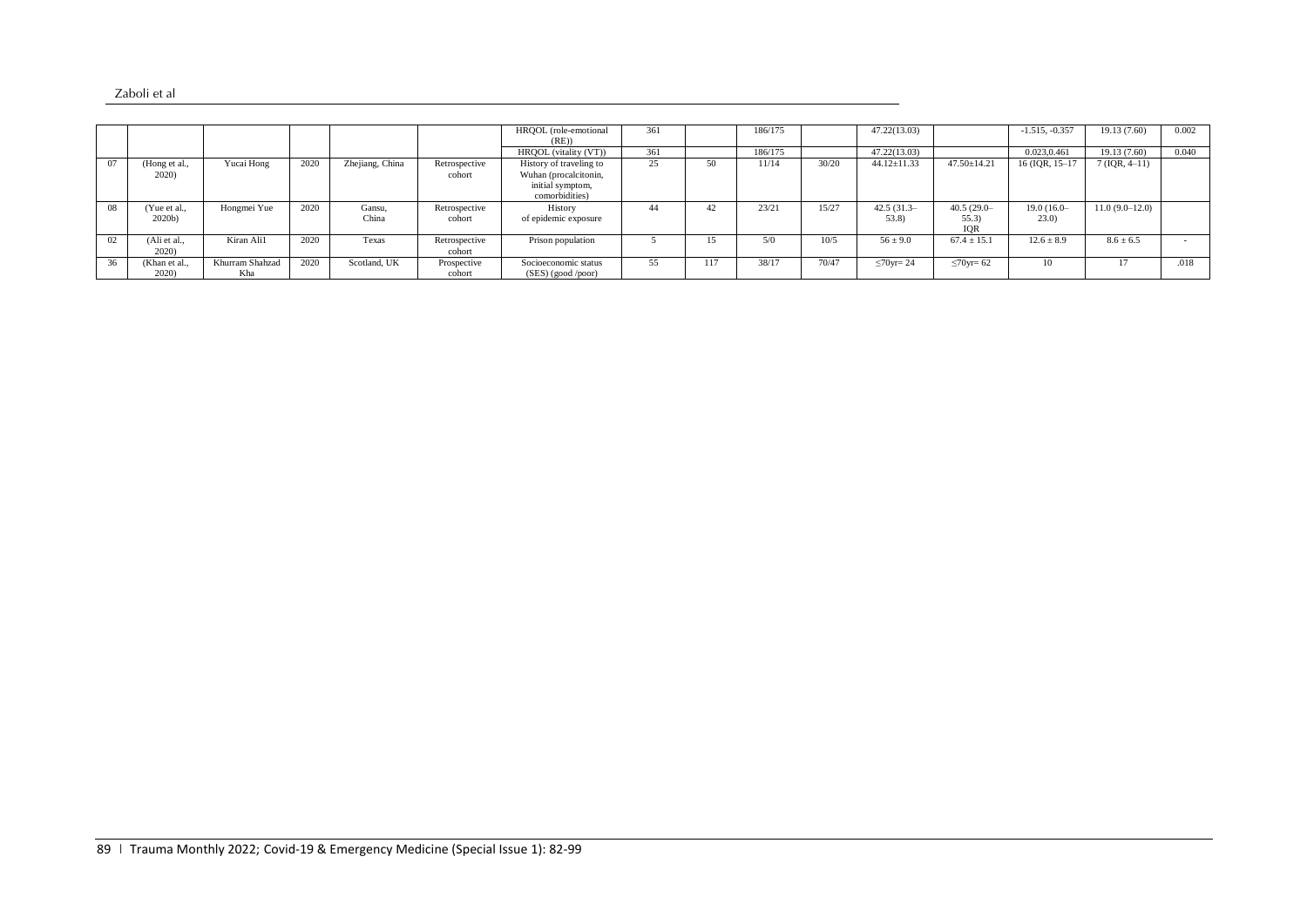| | | | | | | | | | | | | | | |
|---|---|---|---|---|---|---|---|---|---|---|---|---|---|---|
| | | | | | HRQOL (role-emotional (RE)) | 361 | | 186/175 | | 47.22(13.03) | | -1.515, -0.357 | 19.13 (7.60) | 0.002 |
| | | | | | HRQOL (vitality (VT)) | 361 | | 186/175 | | 47.22(13.03) | | 0.023,0.461 | 19.13 (7.60) | 0.040 |
| 07 | (Hong et al., 2020) | Yucai Hong | 2020 | Zhejiang, China | Retrospective cohort | History of traveling to Wuhan (procalcitonin, initial symptom, comorbidities) | 25 | 50 | 11/14 | 30/20 | 44.12±11.33 | 47.50±14.21 | 16 (IQR, 15–17 | 7 (IQR, 4–11) | |
| 08 | (Yue et al., 2020b) | Hongmei Yue | 2020 | Gansu, China | Retrospective cohort | History of epidemic exposure | 44 | 42 | 23/21 | 15/27 | 42.5 (31.3–53.8) | 40.5 (29.0–55.3) IQR | 19.0 (16.0–23.0) | 11.0 (9.0–12.0) | |
| 02 | (Ali et al., 2020) | Kiran Ali1 | 2020 | Texas | Retrospective cohort | Prison population | 5 | 15 | 5/0 | 10/5 | 56 ± 9.0 | 67.4 ± 15.1 | 12.6 ± 8.9 | 8.6 ± 6.5 | - |
| 36 | (Khan et al., 2020) | Khurram Shahzad Kha | 2020 | Scotland, UK | Prospective cohort | Socioeconomic status (SES) (good /poor) | 55 | 117 | 38/17 | 70/47 | ≤70yr= 24 | ≤70yr= 62 | 10 | 17 | .018 |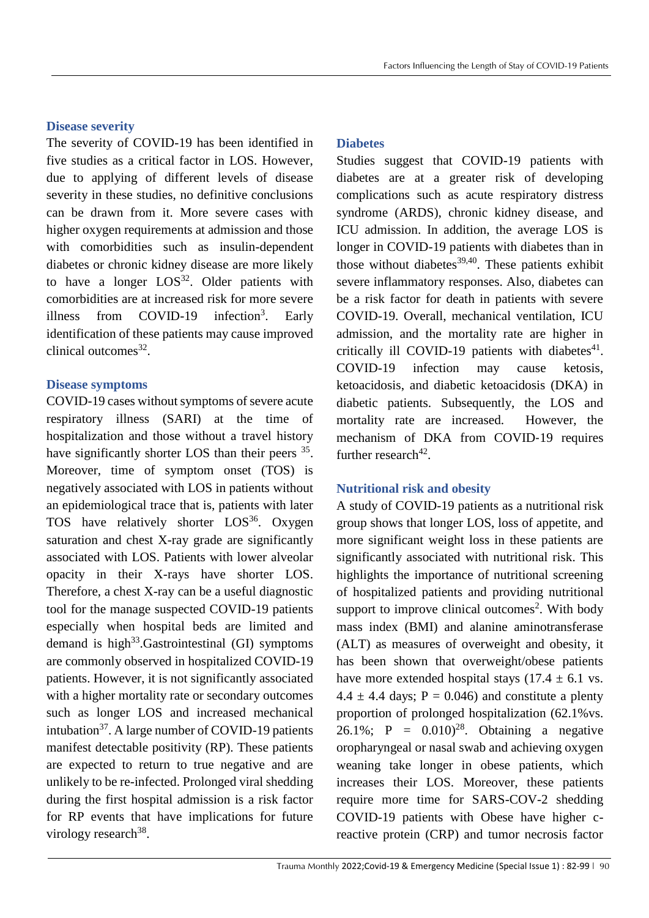### Disease severity

The severity of COVID-19 has been identified in five studies as a critical factor in LOS. However, due to applying of different levels of disease severity in these studies, no definitive conclusions can be drawn from it. More severe cases with higher oxygen requirements at admission and those with comorbidities such as insulin-dependent diabetes or chronic kidney disease are more likely to have a longer LOS[32]. Older patients with comorbidities are at increased risk for more severe illness from COVID-19 infection[3]. Early identification of these patients may cause improved clinical outcomes[32].

### Disease symptoms

COVID-19 cases without symptoms of severe acute respiratory illness (SARI) at the time of hospitalization and those without a travel history have significantly shorter LOS than their peers [35]. Moreover, time of symptom onset (TOS) is negatively associated with LOS in patients without an epidemiological trace that is, patients with later TOS have relatively shorter LOS[36]. Oxygen saturation and chest X-ray grade are significantly associated with LOS. Patients with lower alveolar opacity in their X-rays have shorter LOS. Therefore, a chest X-ray can be a useful diagnostic tool for the manage suspected COVID-19 patients especially when hospital beds are limited and demand is high[33].Gastrointestinal (GI) symptoms are commonly observed in hospitalized COVID-19 patients. However, it is not significantly associated with a higher mortality rate or secondary outcomes such as longer LOS and increased mechanical intubation[37]. A large number of COVID-19 patients manifest detectable positivity (RP). These patients are expected to return to true negative and are unlikely to be re-infected. Prolonged viral shedding during the first hospital admission is a risk factor for RP events that have implications for future virology research[38].

### Diabetes

Studies suggest that COVID-19 patients with diabetes are at a greater risk of developing complications such as acute respiratory distress syndrome (ARDS), chronic kidney disease, and ICU admission. In addition, the average LOS is longer in COVID-19 patients with diabetes than in those without diabetes[39,40]. These patients exhibit severe inflammatory responses. Also, diabetes can be a risk factor for death in patients with severe COVID-19. Overall, mechanical ventilation, ICU admission, and the mortality rate are higher in critically ill COVID-19 patients with diabetes[41]. COVID-19 infection may cause ketosis, ketoacidosis, and diabetic ketoacidosis (DKA) in diabetic patients. Subsequently, the LOS and mortality rate are increased. However, the mechanism of DKA from COVID-19 requires further research[42].

### Nutritional risk and obesity

A study of COVID-19 patients as a nutritional risk group shows that longer LOS, loss of appetite, and more significant weight loss in these patients are significantly associated with nutritional risk. This highlights the importance of nutritional screening of hospitalized patients and providing nutritional support to improve clinical outcomes[2]. With body mass index (BMI) and alanine aminotransferase (ALT) as measures of overweight and obesity, it has been shown that overweight/obese patients have more extended hospital stays ($17.4 \pm 6.1$ vs. $4.4 \pm 4.4$ days; $P = 0.046$) and constitute a plenty proportion of prolonged hospitalization (62.1%vs. 26.1%; $P = 0.010$)[28]. Obtaining a negative oropharyngeal or nasal swab and achieving oxygen weaning take longer in obese patients, which increases their LOS. Moreover, these patients require more time for SARS-COV-2 shedding COVID-19 patients with Obese have higher c-reactive protein (CRP) and tumor necrosis factor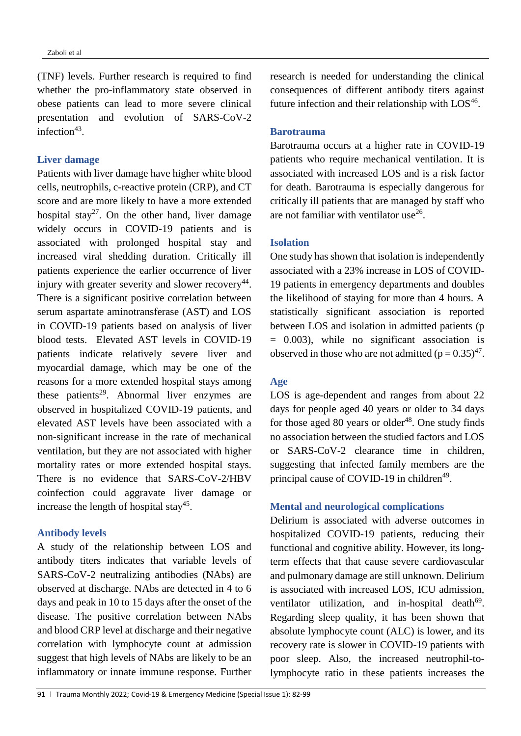(TNF) levels. Further research is required to find whether the pro-inflammatory state observed in obese patients can lead to more severe clinical presentation and evolution of SARS-CoV-2 infection[43].

### Liver damage

Patients with liver damage have higher white blood cells, neutrophils, c-reactive protein (CRP), and CT score and are more likely to have a more extended hospital stay[27]. On the other hand, liver damage widely occurs in COVID-19 patients and is associated with prolonged hospital stay and increased viral shedding duration. Critically ill patients experience the earlier occurrence of liver injury with greater severity and slower recovery[44]. There is a significant positive correlation between serum aspartate aminotransferase (AST) and LOS in COVID-19 patients based on analysis of liver blood tests. Elevated AST levels in COVID-19 patients indicate relatively severe liver and myocardial damage, which may be one of the reasons for a more extended hospital stays among these patients[29]. Abnormal liver enzymes are observed in hospitalized COVID-19 patients, and elevated AST levels have been associated with a non-significant increase in the rate of mechanical ventilation, but they are not associated with higher mortality rates or more extended hospital stays. There is no evidence that SARS-CoV-2/HBV coinfection could aggravate liver damage or increase the length of hospital stay[45].

### Antibody levels

A study of the relationship between LOS and antibody titers indicates that variable levels of SARS-CoV-2 neutralizing antibodies (NAbs) are observed at discharge. NAbs are detected in 4 to 6 days and peak in 10 to 15 days after the onset of the disease. The positive correlation between NAbs and blood CRP level at discharge and their negative correlation with lymphocyte count at admission suggest that high levels of NAbs are likely to be an inflammatory or innate immune response. Further research is needed for understanding the clinical consequences of different antibody titers against future infection and their relationship with LOS[46].

### Barotrauma

Barotrauma occurs at a higher rate in COVID-19 patients who require mechanical ventilation. It is associated with increased LOS and is a risk factor for death. Barotrauma is especially dangerous for critically ill patients that are managed by staff who are not familiar with ventilator use[26].

### Isolation

One study has shown that isolation is independently associated with a 23% increase in LOS of COVID-19 patients in emergency departments and doubles the likelihood of staying for more than 4 hours. A statistically significant association is reported between LOS and isolation in admitted patients ($p = 0.003$), while no significant association is observed in those who are not admitted ($p = 0.35$)[47].

### Age

LOS is age-dependent and ranges from about 22 days for people aged 40 years or older to 34 days for those aged 80 years or older[48]. One study finds no association between the studied factors and LOS or SARS-CoV-2 clearance time in children, suggesting that infected family members are the principal cause of COVID-19 in children[49].

### Mental and neurological complications

Delirium is associated with adverse outcomes in hospitalized COVID-19 patients, reducing their functional and cognitive ability. However, its long-term effects that that cause severe cardiovascular and pulmonary damage are still unknown. Delirium is associated with increased LOS, ICU admission, ventilator utilization, and in-hospital death[69]. Regarding sleep quality, it has been shown that absolute lymphocyte count (ALC) is lower, and its recovery rate is slower in COVID-19 patients with poor sleep. Also, the increased neutrophil-to-lymphocyte ratio in these patients increases the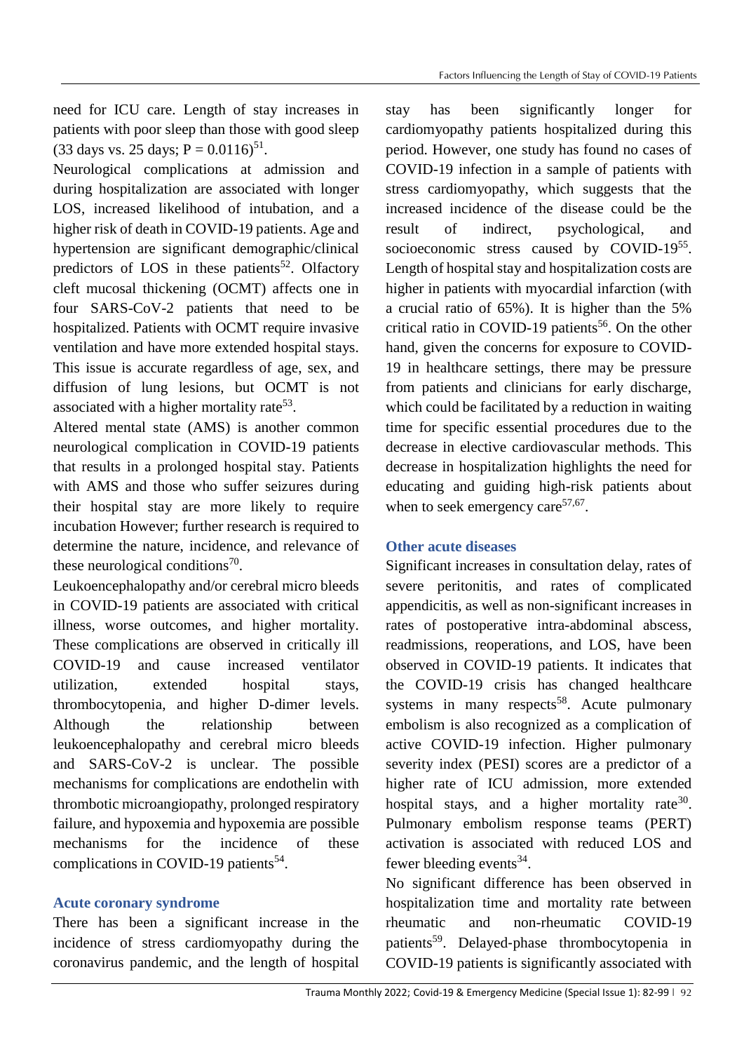need for ICU care. Length of stay increases in patients with poor sleep than those with good sleep (33 days vs. 25 days; $P = 0.0116$)[51].

Neurological complications at admission and during hospitalization are associated with longer LOS, increased likelihood of intubation, and a higher risk of death in COVID-19 patients. Age and hypertension are significant demographic/clinical predictors of LOS in these patients[52]. Olfactory cleft mucosal thickening (OCMT) affects one in four SARS-CoV-2 patients that need to be hospitalized. Patients with OCMT require invasive ventilation and have more extended hospital stays. This issue is accurate regardless of age, sex, and diffusion of lung lesions, but OCMT is not associated with a higher mortality rate[53].

Altered mental state (AMS) is another common neurological complication in COVID-19 patients that results in a prolonged hospital stay. Patients with AMS and those who suffer seizures during their hospital stay are more likely to require incubation However; further research is required to determine the nature, incidence, and relevance of these neurological conditions[70].

Leukoencephalopathy and/or cerebral micro bleeds in COVID-19 patients are associated with critical illness, worse outcomes, and higher mortality. These complications are observed in critically ill COVID-19 and cause increased ventilator utilization, extended hospital stays, thrombocytopenia, and higher D-dimer levels. Although the relationship between leukoencephalopathy and cerebral micro bleeds and SARS-CoV-2 is unclear. The possible mechanisms for complications are endothelin with thrombotic microangiopathy, prolonged respiratory failure, and hypoxemia and hypoxemia are possible mechanisms for the incidence of these complications in COVID-19 patients[54].

### Acute coronary syndrome

There has been a significant increase in the incidence of stress cardiomyopathy during the coronavirus pandemic, and the length of hospital stay has been significantly longer for cardiomyopathy patients hospitalized during this period. However, one study has found no cases of COVID-19 infection in a sample of patients with stress cardiomyopathy, which suggests that the increased incidence of the disease could be the result of indirect, psychological, and socioeconomic stress caused by COVID-19[55]. Length of hospital stay and hospitalization costs are higher in patients with myocardial infarction (with a crucial ratio of 65%). It is higher than the 5% critical ratio in COVID-19 patients[56]. On the other hand, given the concerns for exposure to COVID-19 in healthcare settings, there may be pressure from patients and clinicians for early discharge, which could be facilitated by a reduction in waiting time for specific essential procedures due to the decrease in elective cardiovascular methods. This decrease in hospitalization highlights the need for educating and guiding high-risk patients about when to seek emergency care[57,67].

### Other acute diseases

Significant increases in consultation delay, rates of severe peritonitis, and rates of complicated appendicitis, as well as non-significant increases in rates of postoperative intra-abdominal abscess, readmissions, reoperations, and LOS, have been observed in COVID-19 patients. It indicates that the COVID-19 crisis has changed healthcare systems in many respects[58]. Acute pulmonary embolism is also recognized as a complication of active COVID-19 infection. Higher pulmonary severity index (PESI) scores are a predictor of a higher rate of ICU admission, more extended hospital stays, and a higher mortality rate[30]. Pulmonary embolism response teams (PERT) activation is associated with reduced LOS and fewer bleeding events[34].

No significant difference has been observed in hospitalization time and mortality rate between rheumatic and non-rheumatic COVID-19 patients[59]. Delayed-phase thrombocytopenia in COVID-19 patients is significantly associated with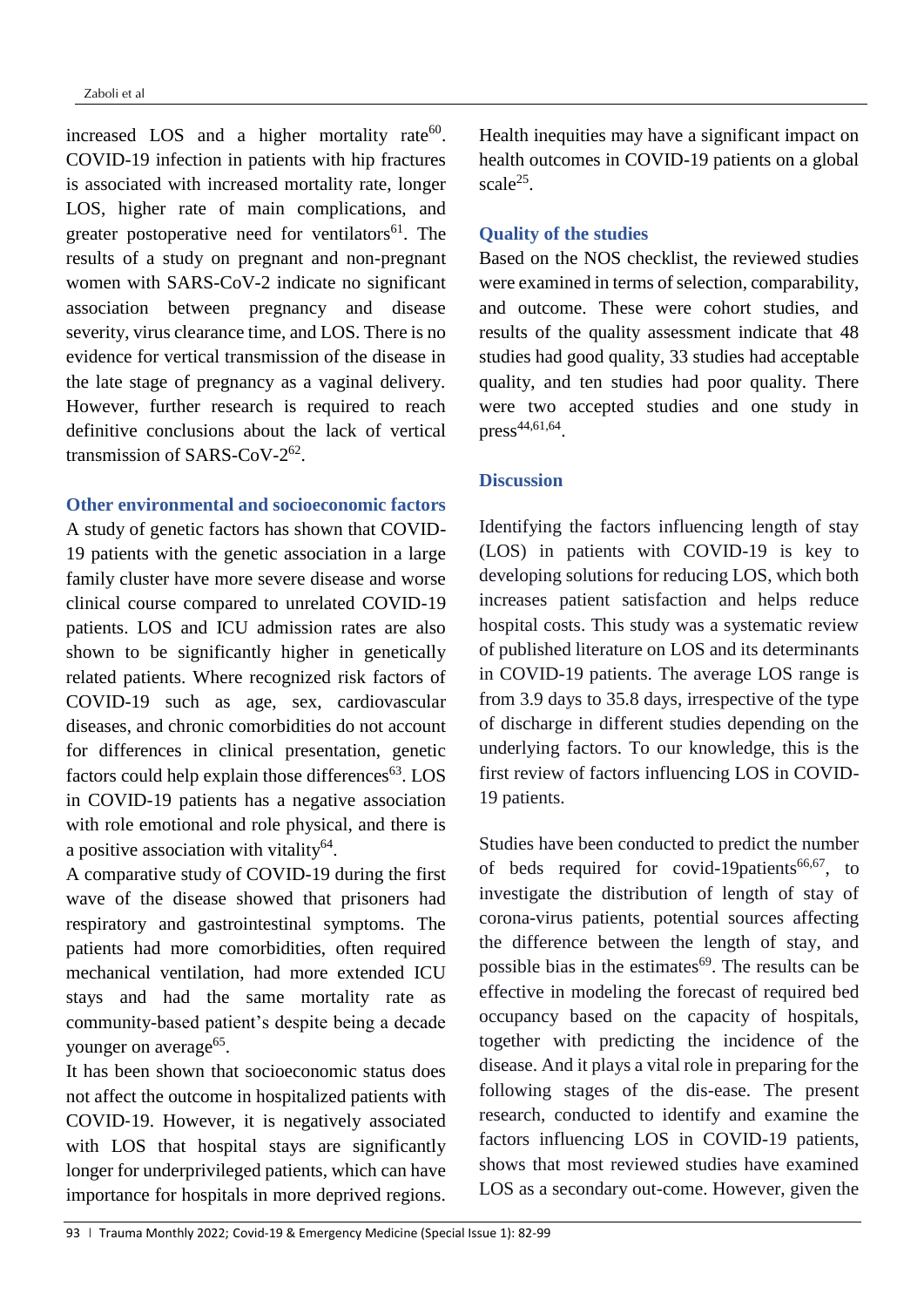increased LOS and a higher mortality rate[60]. COVID-19 infection in patients with hip fractures is associated with increased mortality rate, longer LOS, higher rate of main complications, and greater postoperative need for ventilators[61]. The results of a study on pregnant and non-pregnant women with SARS-CoV-2 indicate no significant association between pregnancy and disease severity, virus clearance time, and LOS. There is no evidence for vertical transmission of the disease in the late stage of pregnancy as a vaginal delivery. However, further research is required to reach definitive conclusions about the lack of vertical transmission of SARS-CoV-2[62].

### Other environmental and socioeconomic factors

A study of genetic factors has shown that COVID-19 patients with the genetic association in a large family cluster have more severe disease and worse clinical course compared to unrelated COVID-19 patients. LOS and ICU admission rates are also shown to be significantly higher in genetically related patients. Where recognized risk factors of COVID-19 such as age, sex, cardiovascular diseases, and chronic comorbidities do not account for differences in clinical presentation, genetic factors could help explain those differences[63]. LOS in COVID-19 patients has a negative association with role emotional and role physical, and there is a positive association with vitality[64].

A comparative study of COVID-19 during the first wave of the disease showed that prisoners had respiratory and gastrointestinal symptoms. The patients had more comorbidities, often required mechanical ventilation, had more extended ICU stays and had the same mortality rate as community-based patient's despite being a decade younger on average[65].

It has been shown that socioeconomic status does not affect the outcome in hospitalized patients with COVID-19. However, it is negatively associated with LOS that hospital stays are significantly longer for underprivileged patients, which can have importance for hospitals in more deprived regions. Health inequities may have a significant impact on health outcomes in COVID-19 patients on a global scale[25].

### Quality of the studies

Based on the NOS checklist, the reviewed studies were examined in terms of selection, comparability, and outcome. These were cohort studies, and results of the quality assessment indicate that 48 studies had good quality, 33 studies had acceptable quality, and ten studies had poor quality. There were two accepted studies and one study in press[44,61,64].

## Discussion

Identifying the factors influencing length of stay (LOS) in patients with COVID-19 is key to developing solutions for reducing LOS, which both increases patient satisfaction and helps reduce hospital costs. This study was a systematic review of published literature on LOS and its determinants in COVID-19 patients. The average LOS range is from 3.9 days to 35.8 days, irrespective of the type of discharge in different studies depending on the underlying factors. To our knowledge, this is the first review of factors influencing LOS in COVID-19 patients.

Studies have been conducted to predict the number of beds required for covid-19patients[66,67], to investigate the distribution of length of stay of corona-virus patients, potential sources affecting the difference between the length of stay, and possible bias in the estimates[69]. The results can be effective in modeling the forecast of required bed occupancy based on the capacity of hospitals, together with predicting the incidence of the disease. And it plays a vital role in preparing for the following stages of the dis-ease. The present research, conducted to identify and examine the factors influencing LOS in COVID-19 patients, shows that most reviewed studies have examined LOS as a secondary out-come. However, given the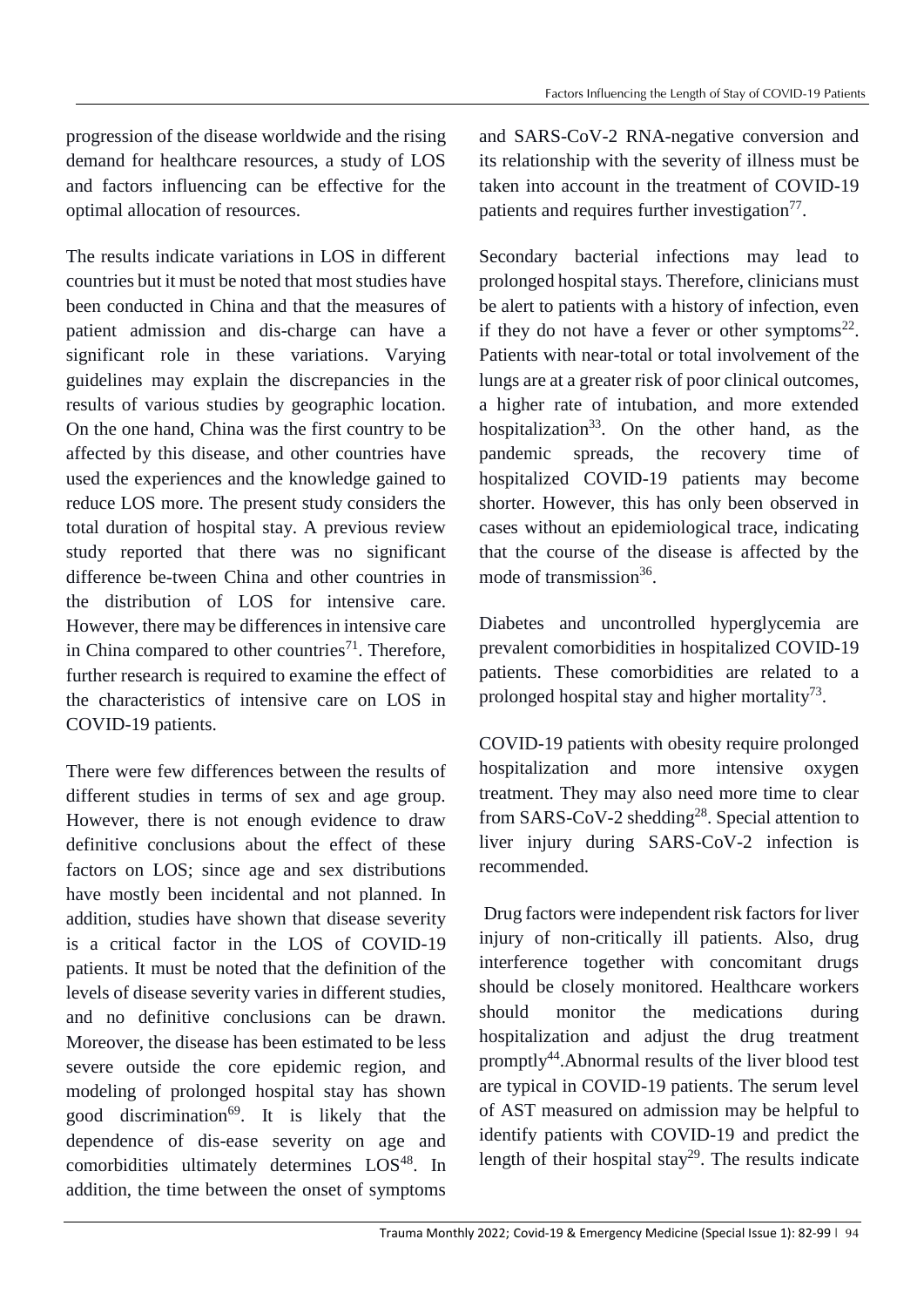progression of the disease worldwide and the rising demand for healthcare resources, a study of LOS and factors influencing can be effective for the optimal allocation of resources.

The results indicate variations in LOS in different countries but it must be noted that most studies have been conducted in China and that the measures of patient admission and dis-charge can have a significant role in these variations. Varying guidelines may explain the discrepancies in the results of various studies by geographic location. On the one hand, China was the first country to be affected by this disease, and other countries have used the experiences and the knowledge gained to reduce LOS more. The present study considers the total duration of hospital stay. A previous review study reported that there was no significant difference be-tween China and other countries in the distribution of LOS for intensive care. However, there may be differences in intensive care in China compared to other countries[71]. Therefore, further research is required to examine the effect of the characteristics of intensive care on LOS in COVID-19 patients.

There were few differences between the results of different studies in terms of sex and age group. However, there is not enough evidence to draw definitive conclusions about the effect of these factors on LOS; since age and sex distributions have mostly been incidental and not planned. In addition, studies have shown that disease severity is a critical factor in the LOS of COVID-19 patients. It must be noted that the definition of the levels of disease severity varies in different studies, and no definitive conclusions can be drawn. Moreover, the disease has been estimated to be less severe outside the core epidemic region, and modeling of prolonged hospital stay has shown good discrimination[69]. It is likely that the dependence of dis-ease severity on age and comorbidities ultimately determines LOS[48]. In addition, the time between the onset of symptoms and SARS-CoV-2 RNA-negative conversion and its relationship with the severity of illness must be taken into account in the treatment of COVID-19 patients and requires further investigation[77].

Secondary bacterial infections may lead to prolonged hospital stays. Therefore, clinicians must be alert to patients with a history of infection, even if they do not have a fever or other symptoms[22]. Patients with near-total or total involvement of the lungs are at a greater risk of poor clinical outcomes, a higher rate of intubation, and more extended hospitalization[33]. On the other hand, as the pandemic spreads, the recovery time of hospitalized COVID-19 patients may become shorter. However, this has only been observed in cases without an epidemiological trace, indicating that the course of the disease is affected by the mode of transmission[36].

Diabetes and uncontrolled hyperglycemia are prevalent comorbidities in hospitalized COVID-19 patients. These comorbidities are related to a prolonged hospital stay and higher mortality[73].

COVID-19 patients with obesity require prolonged hospitalization and more intensive oxygen treatment. They may also need more time to clear from SARS-CoV-2 shedding[28]. Special attention to liver injury during SARS-CoV-2 infection is recommended.

Drug factors were independent risk factors for liver injury of non-critically ill patients. Also, drug interference together with concomitant drugs should be closely monitored. Healthcare workers should monitor the medications during hospitalization and adjust the drug treatment promptly[44].Abnormal results of the liver blood test are typical in COVID-19 patients. The serum level of AST measured on admission may be helpful to identify patients with COVID-19 and predict the length of their hospital stay[29]. The results indicate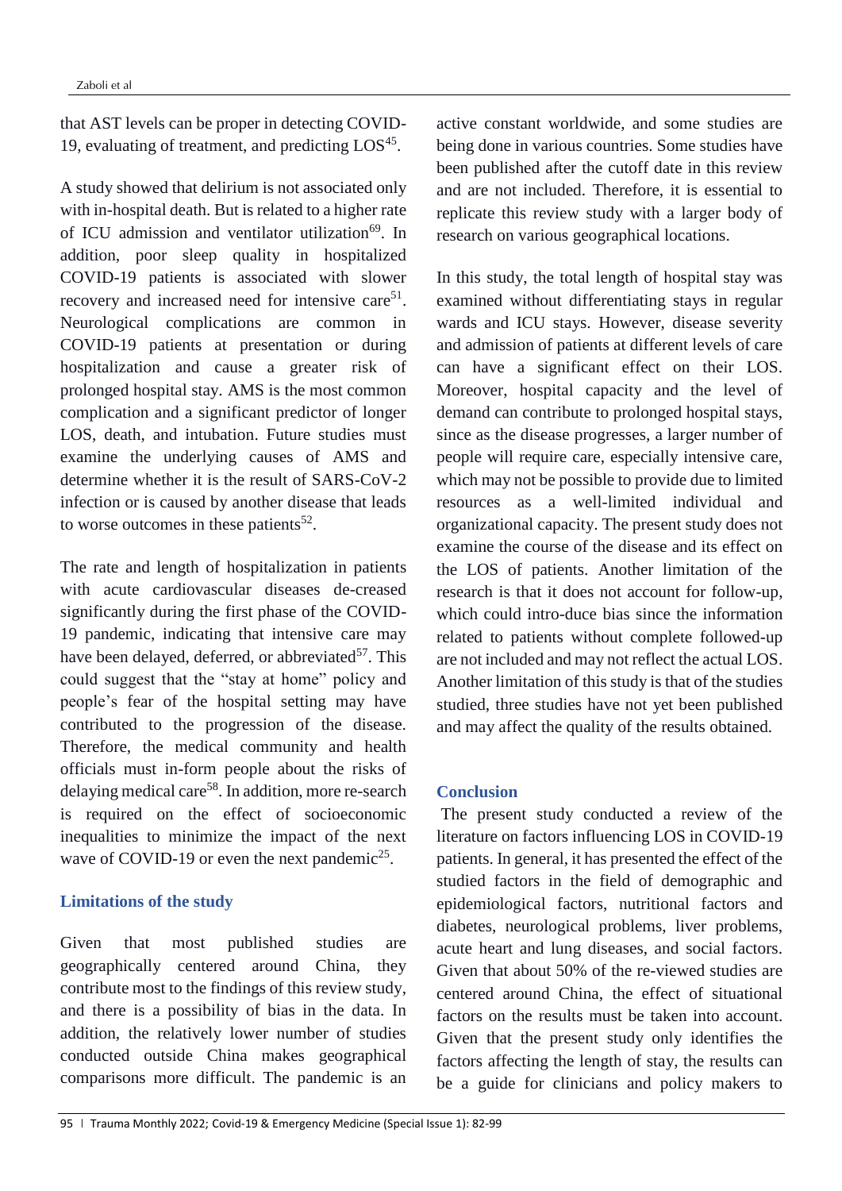that AST levels can be proper in detecting COVID-19, evaluating of treatment, and predicting LOS[45].

A study showed that delirium is not associated only with in-hospital death. But is related to a higher rate of ICU admission and ventilator utilization[69]. In addition, poor sleep quality in hospitalized COVID-19 patients is associated with slower recovery and increased need for intensive care[51]. Neurological complications are common in COVID-19 patients at presentation or during hospitalization and cause a greater risk of prolonged hospital stay. AMS is the most common complication and a significant predictor of longer LOS, death, and intubation. Future studies must examine the underlying causes of AMS and determine whether it is the result of SARS-CoV-2 infection or is caused by another disease that leads to worse outcomes in these patients[52].

The rate and length of hospitalization in patients with acute cardiovascular diseases de-creased significantly during the first phase of the COVID-19 pandemic, indicating that intensive care may have been delayed, deferred, or abbreviated[57]. This could suggest that the "stay at home" policy and people's fear of the hospital setting may have contributed to the progression of the disease. Therefore, the medical community and health officials must in-form people about the risks of delaying medical care[58]. In addition, more re-search is required on the effect of socioeconomic inequalities to minimize the impact of the next wave of COVID-19 or even the next pandemic[25].

## Limitations of the study

Given that most published studies are geographically centered around China, they contribute most to the findings of this review study, and there is a possibility of bias in the data. In addition, the relatively lower number of studies conducted outside China makes geographical comparisons more difficult. The pandemic is an active constant worldwide, and some studies are being done in various countries. Some studies have been published after the cutoff date in this review and are not included. Therefore, it is essential to replicate this review study with a larger body of research on various geographical locations.

In this study, the total length of hospital stay was examined without differentiating stays in regular wards and ICU stays. However, disease severity and admission of patients at different levels of care can have a significant effect on their LOS. Moreover, hospital capacity and the level of demand can contribute to prolonged hospital stays, since as the disease progresses, a larger number of people will require care, especially intensive care, which may not be possible to provide due to limited resources as a well-limited individual and organizational capacity. The present study does not examine the course of the disease and its effect on the LOS of patients. Another limitation of the research is that it does not account for follow-up, which could intro-duce bias since the information related to patients without complete followed-up are not included and may not reflect the actual LOS. Another limitation of this study is that of the studies studied, three studies have not yet been published and may affect the quality of the results obtained.

## Conclusion

The present study conducted a review of the literature on factors influencing LOS in COVID-19 patients. In general, it has presented the effect of the studied factors in the field of demographic and epidemiological factors, nutritional factors and diabetes, neurological problems, liver problems, acute heart and lung diseases, and social factors. Given that about 50% of the re-viewed studies are centered around China, the effect of situational factors on the results must be taken into account. Given that the present study only identifies the factors affecting the length of stay, the results can be a guide for clinicians and policy makers to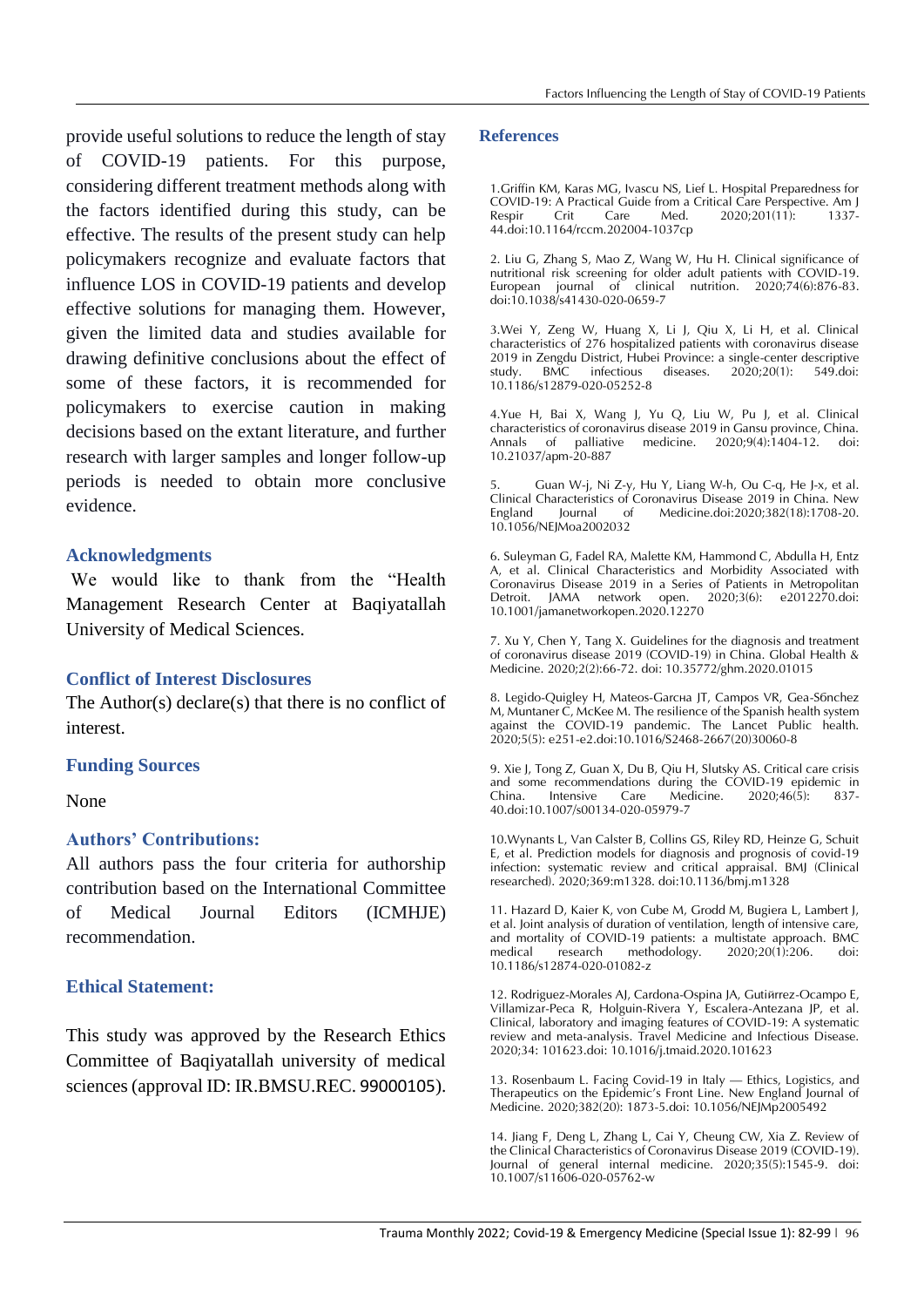provide useful solutions to reduce the length of stay of COVID-19 patients. For this purpose, considering different treatment methods along with the factors identified during this study, can be effective. The results of the present study can help policymakers recognize and evaluate factors that influence LOS in COVID-19 patients and develop effective solutions for managing them. However, given the limited data and studies available for drawing definitive conclusions about the effect of some of these factors, it is recommended for policymakers to exercise caution in making decisions based on the extant literature, and further research with larger samples and longer follow-up periods is needed to obtain more conclusive evidence.

## Acknowledgments

We would like to thank from the "Health Management Research Center at Baqiyatallah University of Medical Sciences.

## Conflict of Interest Disclosures

The Author(s) declare(s) that there is no conflict of interest.

## Funding Sources

None

## Authors' Contributions:

All authors pass the four criteria for authorship contribution based on the International Committee of Medical Journal Editors (ICMHJE) recommendation.

## Ethical Statement:

This study was approved by the Research Ethics Committee of Baqiyatallah university of medical sciences (approval ID: IR.BMSU.REC. 99000105).

## References

1.Griffin KM, Karas MG, Ivascu NS, Lief L. Hospital Preparedness for COVID-19: A Practical Guide from a Critical Care Perspective. Am J Respir Crit Care Med. 2020;201(11): 1337-44.doi:10.1164/rccm.202004-1037cp

2. Liu G, Zhang S, Mao Z, Wang W, Hu H. Clinical significance of nutritional risk screening for older adult patients with COVID-19. European journal of clinical nutrition. 2020;74(6):876-83. doi:10.1038/s41430-020-0659-7

3.Wei Y, Zeng W, Huang X, Li J, Qiu X, Li H, et al. Clinical characteristics of 276 hospitalized patients with coronavirus disease 2019 in Zengdu District, Hubei Province: a single-center descriptive study. BMC infectious diseases. 2020;20(1): 549.doi: 10.1186/s12879-020-05252-8

4.Yue H, Bai X, Wang J, Yu Q, Liu W, Pu J, et al. Clinical characteristics of coronavirus disease 2019 in Gansu province, China. Annals of palliative medicine. 2020;9(4):1404-12. doi: 10.21037/apm-20-887

5. Guan W-j, Ni Z-y, Hu Y, Liang W-h, Ou C-q, He J-x, et al. Clinical Characteristics of Coronavirus Disease 2019 in China. New England Journal of Medicine.doi:2020;382(18):1708-20. 10.1056/NEJMoa2002032

6. Suleyman G, Fadel RA, Malette KM, Hammond C, Abdulla H, Entz A, et al. Clinical Characteristics and Morbidity Associated with Coronavirus Disease 2019 in a Series of Patients in Metropolitan Detroit. JAMA network open. 2020;3(6): e2012270.doi: 10.1001/jamanetworkopen.2020.12270

7. Xu Y, Chen Y, Tang X. Guidelines for the diagnosis and treatment of coronavirus disease 2019 (COVID-19) in China. Global Health & Medicine. 2020;2(2):66-72. doi: 10.35772/ghm.2020.01015

8. Legido-Quigley H, Mateos-Garcна JT, Campos VR, Gea-S6nchez M, Muntaner C, McKee M. The resilience of the Spanish health system against the COVID-19 pandemic. The Lancet Public health. 2020;5(5): e251-e2.doi:10.1016/S2468-2667(20)30060-8

9. Xie J, Tong Z, Guan X, Du B, Qiu H, Slutsky AS. Critical care crisis and some recommendations during the COVID-19 epidemic in China. Intensive Care Medicine. 2020;46(5): 837-40.doi:10.1007/s00134-020-05979-7

10.Wynants L, Van Calster B, Collins GS, Riley RD, Heinze G, Schuit E, et al. Prediction models for diagnosis and prognosis of covid-19 infection: systematic review and critical appraisal. BMJ (Clinical researched). 2020;369:m1328. doi:10.1136/bmj.m1328

11. Hazard D, Kaier K, von Cube M, Grodd M, Bugiera L, Lambert J, et al. Joint analysis of duration of ventilation, length of intensive care, and mortality of COVID-19 patients: a multistate approach. BMC medical research methodology. 2020;20(1):206. doi: 10.1186/s12874-020-01082-z

12. Rodriguez-Morales AJ, Cardona-Ospina JA, Gutiйrrez-Ocampo E, Villamizar-Peca R, Holguin-Rivera Y, Escalera-Antezana JP, et al. Clinical, laboratory and imaging features of COVID-19: A systematic review and meta-analysis. Travel Medicine and Infectious Disease. 2020;34: 101623.doi: 10.1016/j.tmaid.2020.101623

13. Rosenbaum L. Facing Covid-19 in Italy — Ethics, Logistics, and Therapeutics on the Epidemic's Front Line. New England Journal of Medicine. 2020;382(20): 1873-5.doi: 10.1056/NEJMp2005492

14. Jiang F, Deng L, Zhang L, Cai Y, Cheung CW, Xia Z. Review of the Clinical Characteristics of Coronavirus Disease 2019 (COVID-19). Journal of general internal medicine. 2020;35(5):1545-9. doi: 10.1007/s11606-020-05762-w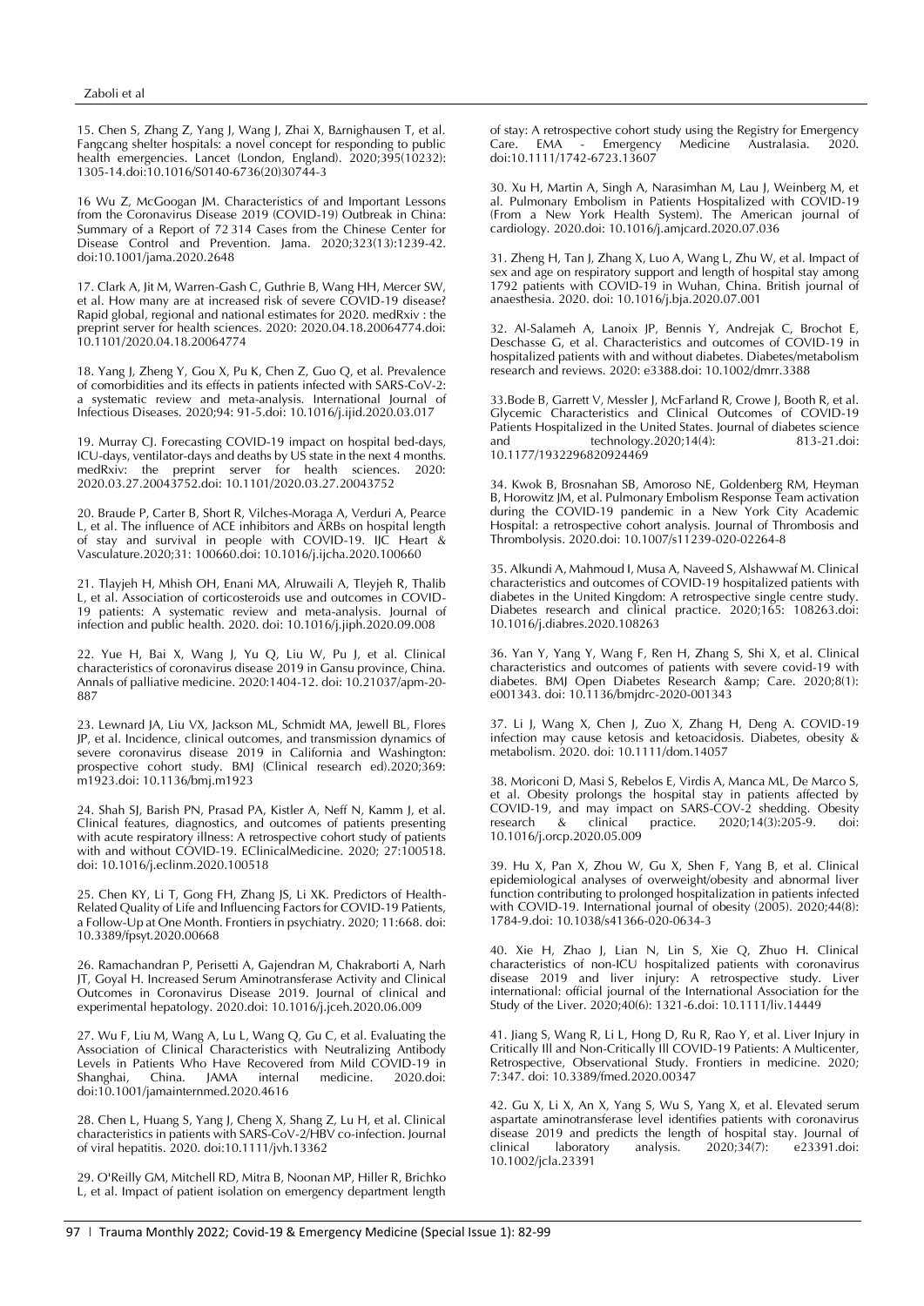15. Chen S, Zhang Z, Yang J, Wang J, Zhai X, Bärnighausen T, et al. Fangcang shelter hospitals: a novel concept for responding to public health emergencies. Lancet (London, England). 2020;395(10232): 1305-14.doi:10.1016/S0140-6736(20)30744-3

16 Wu Z, McGoogan JM. Characteristics of and Important Lessons from the Coronavirus Disease 2019 (COVID-19) Outbreak in China: Summary of a Report of 72 314 Cases from the Chinese Center for Disease Control and Prevention. Jama. 2020;323(13):1239-42. doi:10.1001/jama.2020.2648

17. Clark A, Jit M, Warren-Gash C, Guthrie B, Wang HH, Mercer SW, et al. How many are at increased risk of severe COVID-19 disease? Rapid global, regional and national estimates for 2020. medRxiv : the preprint server for health sciences. 2020: 2020.04.18.20064774.doi: 10.1101/2020.04.18.20064774

18. Yang J, Zheng Y, Gou X, Pu K, Chen Z, Guo Q, et al. Prevalence of comorbidities and its effects in patients infected with SARS-CoV-2: a systematic review and meta-analysis. International Journal of Infectious Diseases. 2020;94: 91-5.doi: 10.1016/j.ijid.2020.03.017

19. Murray CJ. Forecasting COVID-19 impact on hospital bed-days, ICU-days, ventilator-days and deaths by US state in the next 4 months. medRxiv: the preprint server for health sciences. 2020: 2020.03.27.20043752.doi: 10.1101/2020.03.27.20043752

20. Braude P, Carter B, Short R, Vilches-Moraga A, Verduri A, Pearce L, et al. The influence of ACE inhibitors and ARBs on hospital length of stay and survival in people with COVID-19. IJC Heart & Vasculature.2020;31: 100660.doi: 10.1016/j.ijcha.2020.100660

21. Tlayjeh H, Mhish OH, Enani MA, Alruwaili A, Tleyjeh R, Thalib L, et al. Association of corticosteroids use and outcomes in COVID-19 patients: A systematic review and meta-analysis. Journal of infection and public health. 2020. doi: 10.1016/j.jiph.2020.09.008

22. Yue H, Bai X, Wang J, Yu Q, Liu W, Pu J, et al. Clinical characteristics of coronavirus disease 2019 in Gansu province, China. Annals of palliative medicine. 2020:1404-12. doi: 10.21037/apm-20-887

23. Lewnard JA, Liu VX, Jackson ML, Schmidt MA, Jewell BL, Flores JP, et al. Incidence, clinical outcomes, and transmission dynamics of severe coronavirus disease 2019 in California and Washington: prospective cohort study. BMJ (Clinical research ed).2020;369: m1923.doi: 10.1136/bmj.m1923

24. Shah SJ, Barish PN, Prasad PA, Kistler A, Neff N, Kamm J, et al. Clinical features, diagnostics, and outcomes of patients presenting with acute respiratory illness: A retrospective cohort study of patients with and without COVID-19. EClinicalMedicine. 2020; 27:100518. doi: 10.1016/j.eclinm.2020.100518

25. Chen KY, Li T, Gong FH, Zhang JS, Li XK. Predictors of Health-Related Quality of Life and Influencing Factors for COVID-19 Patients, a Follow-Up at One Month. Frontiers in psychiatry. 2020; 11:668. doi: 10.3389/fpsyt.2020.00668

26. Ramachandran P, Perisetti A, Gajendran M, Chakraborti A, Narh JT, Goyal H. Increased Serum Aminotransferase Activity and Clinical Outcomes in Coronavirus Disease 2019. Journal of clinical and experimental hepatology. 2020.doi: 10.1016/j.jceh.2020.06.009

27. Wu F, Liu M, Wang A, Lu L, Wang Q, Gu C, et al. Evaluating the Association of Clinical Characteristics with Neutralizing Antibody Levels in Patients Who Have Recovered from Mild COVID-19 in Shanghai, China. JAMA internal medicine. 2020.doi: doi:10.1001/jamainternmed.2020.4616

28. Chen L, Huang S, Yang J, Cheng X, Shang Z, Lu H, et al. Clinical characteristics in patients with SARS-CoV-2/HBV co-infection. Journal of viral hepatitis. 2020. doi:10.1111/jvh.13362

29. O'Reilly GM, Mitchell RD, Mitra B, Noonan MP, Hiller R, Brichko L, et al. Impact of patient isolation on emergency department length of stay: A retrospective cohort study using the Registry for Emergency Care. EMA - Emergency Medicine Australasia. 2020. doi:10.1111/1742-6723.13607

30. Xu H, Martin A, Singh A, Narasimhan M, Lau J, Weinberg M, et al. Pulmonary Embolism in Patients Hospitalized with COVID-19 (From a New York Health System). The American journal of cardiology. 2020.doi: 10.1016/j.amjcard.2020.07.036

31. Zheng H, Tan J, Zhang X, Luo A, Wang L, Zhu W, et al. Impact of sex and age on respiratory support and length of hospital stay among 1792 patients with COVID-19 in Wuhan, China. British journal of anaesthesia. 2020. doi: 10.1016/j.bja.2020.07.001

32. Al-Salameh A, Lanoix JP, Bennis Y, Andrejak C, Brochot E, Deschasse G, et al. Characteristics and outcomes of COVID-19 in hospitalized patients with and without diabetes. Diabetes/metabolism research and reviews. 2020: e3388.doi: 10.1002/dmrr.3388

33.Bode B, Garrett V, Messler J, McFarland R, Crowe J, Booth R, et al. Glycemic Characteristics and Clinical Outcomes of COVID-19 Patients Hospitalized in the United States. Journal of diabetes science and technology.2020;14(4): 813-21.doi: 10.1177/1932296820924469

34. Kwok B, Brosnahan SB, Amoroso NE, Goldenberg RM, Heyman B, Horowitz JM, et al. Pulmonary Embolism Response Team activation during the COVID-19 pandemic in a New York City Academic Hospital: a retrospective cohort analysis. Journal of Thrombosis and Thrombolysis. 2020.doi: 10.1007/s11239-020-02264-8

35. Alkundi A, Mahmoud I, Musa A, Naveed S, Alshawwaf M. Clinical characteristics and outcomes of COVID-19 hospitalized patients with diabetes in the United Kingdom: A retrospective single centre study. Diabetes research and clinical practice. 2020;165: 108263.doi: 10.1016/j.diabres.2020.108263

36. Yan Y, Yang Y, Wang F, Ren H, Zhang S, Shi X, et al. Clinical characteristics and outcomes of patients with severe covid-19 with diabetes. BMJ Open Diabetes Research &amp; Care. 2020;8(1): e001343. doi: 10.1136/bmjdrc-2020-001343

37. Li J, Wang X, Chen J, Zuo X, Zhang H, Deng A. COVID-19 infection may cause ketosis and ketoacidosis. Diabetes, obesity & metabolism. 2020. doi: 10.1111/dom.14057

38. Moriconi D, Masi S, Rebelos E, Virdis A, Manca ML, De Marco S, et al. Obesity prolongs the hospital stay in patients affected by COVID-19, and may impact on SARS-COV-2 shedding. Obesity research & clinical practice. 2020;14(3):205-9. doi: 10.1016/j.orcp.2020.05.009

39. Hu X, Pan X, Zhou W, Gu X, Shen F, Yang B, et al. Clinical epidemiological analyses of overweight/obesity and abnormal liver function contributing to prolonged hospitalization in patients infected with COVID-19. International journal of obesity (2005). 2020;44(8): 1784-9.doi: 10.1038/s41366-020-0634-3

40. Xie H, Zhao J, Lian N, Lin S, Xie Q, Zhuo H. Clinical characteristics of non-ICU hospitalized patients with coronavirus disease 2019 and liver injury: A retrospective study. Liver international: official journal of the International Association for the Study of the Liver. 2020;40(6): 1321-6.doi: 10.1111/liv.14449

41. Jiang S, Wang R, Li L, Hong D, Ru R, Rao Y, et al. Liver Injury in Critically Ill and Non-Critically Ill COVID-19 Patients: A Multicenter, Retrospective, Observational Study. Frontiers in medicine. 2020; 7:347. doi: 10.3389/fmed.2020.00347

42. Gu X, Li X, An X, Yang S, Wu S, Yang X, et al. Elevated serum aspartate aminotransferase level identifies patients with coronavirus disease 2019 and predicts the length of hospital stay. Journal of clinical laboratory analysis. 2020;34(7): e23391.doi: 10.1002/jcla.23391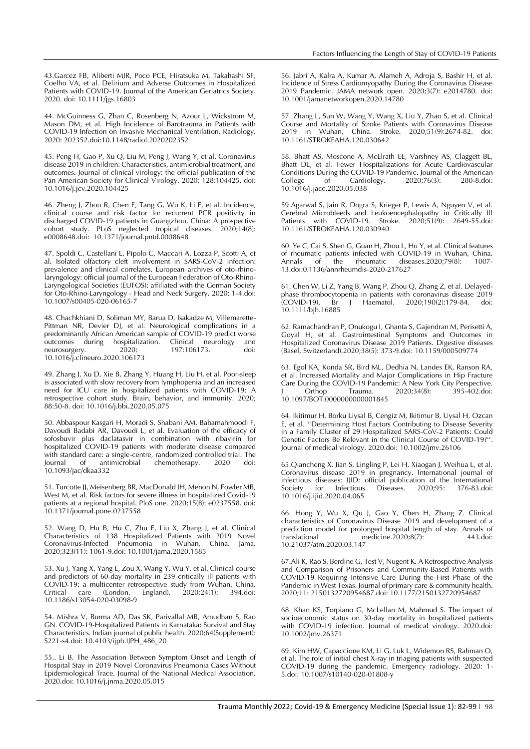43.Garcez FB, Aliberti MJR, Poco PCE, Hiratsuka M, Takahashi SF, Coelho VA, et al. Delirium and Adverse Outcomes in Hospitalized Patients with COVID-19. Journal of the American Geriatrics Society. 2020. doi: 10.1111/jgs.16803

44. McGuinness G, Zhan C, Rosenberg N, Azour L, Wickstrom M, Mason DM, et al. High Incidence of Barotrauma in Patients with COVID-19 Infection on Invasive Mechanical Ventilation. Radiology. 2020: 202352.doi:10.1148/radiol.2020202352

45. Peng H, Gao P, Xu Q, Liu M, Peng J, Wang Y, et al. Coronavirus disease 2019 in children: Characteristics, antimicrobial treatment, and outcomes. Journal of clinical virology: the official publication of the Pan American Society for Clinical Virology. 2020; 128:104425. doi: 10.1016/j.jcv.2020.104425

46. Zheng J, Zhou R, Chen F, Tang G, Wu K, Li F, et al. Incidence, clinical course and risk factor for recurrent PCR positivity in discharged COVID-19 patients in Guangzhou, China: A prospective cohort study. PLoS neglected tropical diseases. 2020;14(8): e0008648.doi: 10.1371/journal.pntd.0008648

47. Spoldi C, Castellani L, Pipolo C, Maccari A, Lozza P, Scotti A, et al. Isolated olfactory cleft involvement in SARS-CoV-2 infection: prevalence and clinical correlates. European archives of oto-rhino-laryngology: official journal of the European Federation of Oto-Rhino-Laryngological Societies (EUFOS): affiliated with the German Society for Oto-Rhino-Laryngology - Head and Neck Surgery. 2020: 1-4.doi: 10.1007/s00405-020-06165-7

48. Chachkhiani D, Soliman MY, Barua D, Isakadze M, Villemarette-Pittman NR, Devier DJ, et al. Neurological complications in a predominantly African American sample of COVID-19 predict worse outcomes during hospitalization. Clinical neurology and neurosurgery. 2020; 197:106173. doi: 10.1016/j.clineuro.2020.106173

49. Zhang J, Xu D, Xie B, Zhang Y, Huang H, Liu H, et al. Poor-sleep is associated with slow recovery from lymphopenia and an increased need for ICU care in hospitalized patients with COVID-19: A retrospective cohort study. Brain, behavior, and immunity. 2020; 88:50-8. doi: 10.1016/j.bbi.2020.05.075

50. Abbaspour Kasgari H, Moradi S, Shabani AM, Babamahmoodi F, Davoudi Badabi AR, Davoudi L, et al. Evaluation of the efficacy of sofosbuvir plus daclatasvir in combination with ribavirin for hospitalized COVID-19 patients with moderate disease compared with standard care: a single-centre, randomized controlled trial. The Journal of antimicrobial chemotherapy. 2020 doi: 10.1093/jac/dkaa332

51. Turcotte JJ, Meisenberg BR, MacDonald JH, Menon N, Fowler MB, West M, et al. Risk factors for severe illness in hospitalized Covid-19 patients at a regional hospital. PloS one. 2020;15(8): e0237558. doi: 10.1371/journal.pone.0237558

52. Wang D, Hu B, Hu C, Zhu F, Liu X, Zhang J, et al. Clinical Characteristics of 138 Hospitalized Patients with 2019 Novel Coronavirus-Infected Pneumonia in Wuhan, China. Jama. 2020;323(11): 1061-9.doi: 10.1001/jama.2020.1585

53. Xu J, Yang X, Yang L, Zou X, Wang Y, Wu Y, et al. Clinical course and predictors of 60-day mortality in 239 critically ill patients with COVID-19: a multicenter retrospective study from Wuhan, China. Critical care (London, England). 2020;24(1): 394.doi: 10.1186/s13054-020-03098-9

54. Mishra V, Burma AD, Das SK, Parivallal MB, Amudhan S, Rao GN. COVID-19-Hospitalized Patients in Karnataka: Survival and Stay Characteristics. Indian journal of public health. 2020;64(Supplement): S221-s4.doi: 10.4103/ijph.IJPH_486_20

55.. Li B. The Association Between Symptom Onset and Length of Hospital Stay in 2019 Novel Coronavirus Pneumonia Cases Without Epidemiological Trace. Journal of the National Medical Association. 2020.doi: 10.1016/j.jnma.2020.05.015

56. Jabri A, Kalra A, Kumar A, Alameh A, Adroja S, Bashir H, et al. Incidence of Stress Cardiomyopathy During the Coronavirus Disease 2019 Pandemic. JAMA network open. 2020;3(7): e2014780. doi: 10.1001/jamanetworkopen.2020.14780

57. Zhang L, Sun W, Wang Y, Wang X, Liu Y, Zhao S, et al. Clinical Course and Mortality of Stroke Patients with Coronavirus Disease 2019 in Wuhan, China. Stroke. 2020;51(9):2674-82. doi: 10.1161/STROKEAHA.120.030642

58. Bhatt AS, Moscone A, McElrath EE, Varshney AS, Claggett BL, Bhatt DL, et al. Fewer Hospitalizations for Acute Cardiovascular Conditions During the COVID-19 Pandemic. Journal of the American College of Cardiology. 2020;76(3): 280-8.doi: 10.1016/j.jacc.2020.05.038

59.Agarwal S, Jain R, Dogra S, Krieger P, Lewis A, Nguyen V, et al. Cerebral Microbleeds and Leukoencephalopathy in Critically Ill Patients with COVID-19. Stroke. 2020;51(9): 2649-55.doi: 10.1161/STROKEAHA.120.030940

60. Ye C, Cai S, Shen G, Guan H, Zhou L, Hu Y, et al. Clinical features of rheumatic patients infected with COVID-19 in Wuhan, China. Annals of the rheumatic diseases.2020;79(8): 1007-13.doi:0.1136/annrheumdis-2020-217627

61. Chen W, Li Z, Yang B, Wang P, Zhou Q, Zhang Z, et al. Delayed-phase thrombocytopenia in patients with coronavirus disease 2019 (COVID-19). Br J Haematol. 2020;190(2):179-84. doi: 10.1111/bjh.16885

62. Ramachandran P, Onukogu I, Ghanta S, Gajendran M, Perisetti A, Goyal H, et al. Gastrointestinal Symptoms and Outcomes in Hospitalized Coronavirus Disease 2019 Patients. Digestive diseases (Basel, Switzerland).2020;38(5): 373-9.doi: 10.1159/000509774

63. Egol KA, Konda SR, Bird ML, Dedhia N, Landes EK, Ranson RA, et al. Increased Mortality and Major Complications in Hip Fracture Care During the COVID-19 Pandemic: A New York City Perspective. J Orthop Trauma. 2020;34(8): 395-402.doi: 10.1097/BOT.0000000000001845

64. Ikitimur H, Borku Uysal B, Cengiz M, Ikitimur B, Uysal H, Ozcan E, et al. ''Determining Host Factors Contributing to Disease Severity in a Family Cluster of 29 Hospitalized SARS-CoV-2 Patients: Could Genetic Factors Be Relevant in the Clinical Course of COVID-19?''. Journal of medical virology. 2020.doi: 10.1002/jmv.26106

65.Qiancheng X, Jian S, Lingling P, Lei H, Xiaogan J, Weihua L, et al. Coronavirus disease 2019 in pregnancy. International journal of infectious diseases: IJID: official publication of the International Society for Infectious Diseases. 2020;95: 376-83.doi: 10.1016/j.ijid.2020.04.065

66. Hong Y, Wu X, Qu J, Gao Y, Chen H, Zhang Z. Clinical characteristics of Coronavirus Disease 2019 and development of a prediction model for prolonged hospital length of stay. Annals of translational medicine.2020;8(7): 443.doi: 10.21037/atm.2020.03.147

67.Ali K, Rao S, Berdine G, Test V, Nugent K. A Retrospective Analysis and Comparison of Prisoners and Community-Based Patients with COVID-19 Requiring Intensive Care During the First Phase of the Pandemic in West Texas. Journal of primary care & community health. 2020;11: 2150132720954687.doi: 10.1177/2150132720954687

68. Khan KS, Torpiano G, McLellan M, Mahmud S. The impact of socioeconomic status on 30-day mortality in hospitalized patients with COVID-19 infection. Journal of medical virology. 2020.doi: 10.1002/jmv.26371

69. Kim HW, Capaccione KM, Li G, Luk L, Widemon RS, Rahman O, et al. The role of initial chest X-ray in triaging patients with suspected COVID-19 during the pandemic. Emergency radiology. 2020: 1-5.doi: 10.1007/s10140-020-01808-y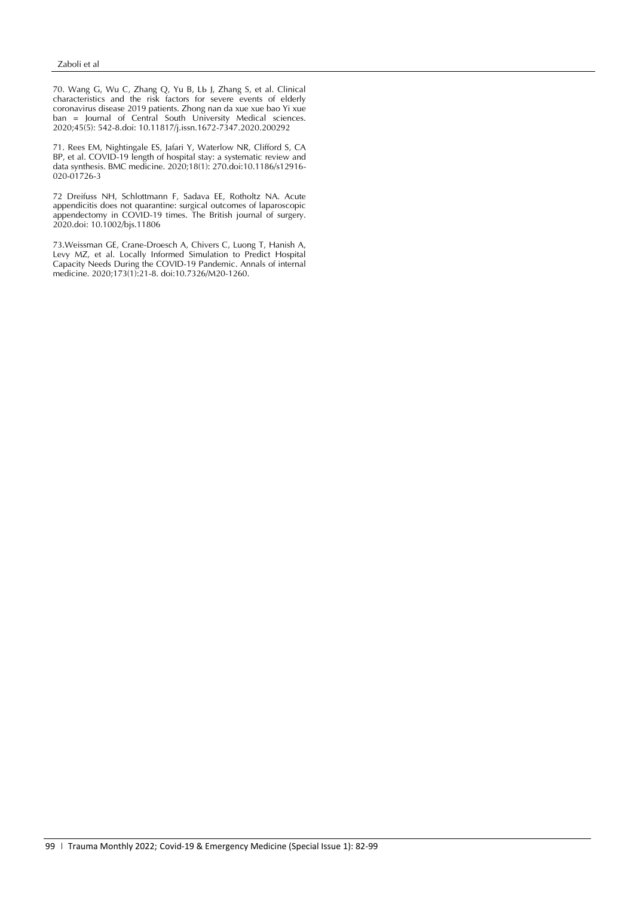70. Wang G, Wu C, Zhang Q, Yu B, Lь J, Zhang S, et al. Clinical characteristics and the risk factors for severe events of elderly coronavirus disease 2019 patients. Zhong nan da xue xue bao Yi xue ban = Journal of Central South University Medical sciences. 2020;45(5): 542-8.doi: 10.11817/j.issn.1672-7347.2020.200292

71. Rees EM, Nightingale ES, Jafari Y, Waterlow NR, Clifford S, CA BP, et al. COVID-19 length of hospital stay: a systematic review and data synthesis. BMC medicine. 2020;18(1): 270.doi:10.1186/s12916-020-01726-3

72 Dreifuss NH, Schlottmann F, Sadava EE, Rotholtz NA. Acute appendicitis does not quarantine: surgical outcomes of laparoscopic appendectomy in COVID-19 times. The British journal of surgery. 2020.doi: 10.1002/bjs.11806

73.Weissman GE, Crane-Droesch A, Chivers C, Luong T, Hanish A, Levy MZ, et al. Locally Informed Simulation to Predict Hospital Capacity Needs During the COVID-19 Pandemic. Annals of internal medicine. 2020;173(1):21-8. doi:10.7326/M20-1260.